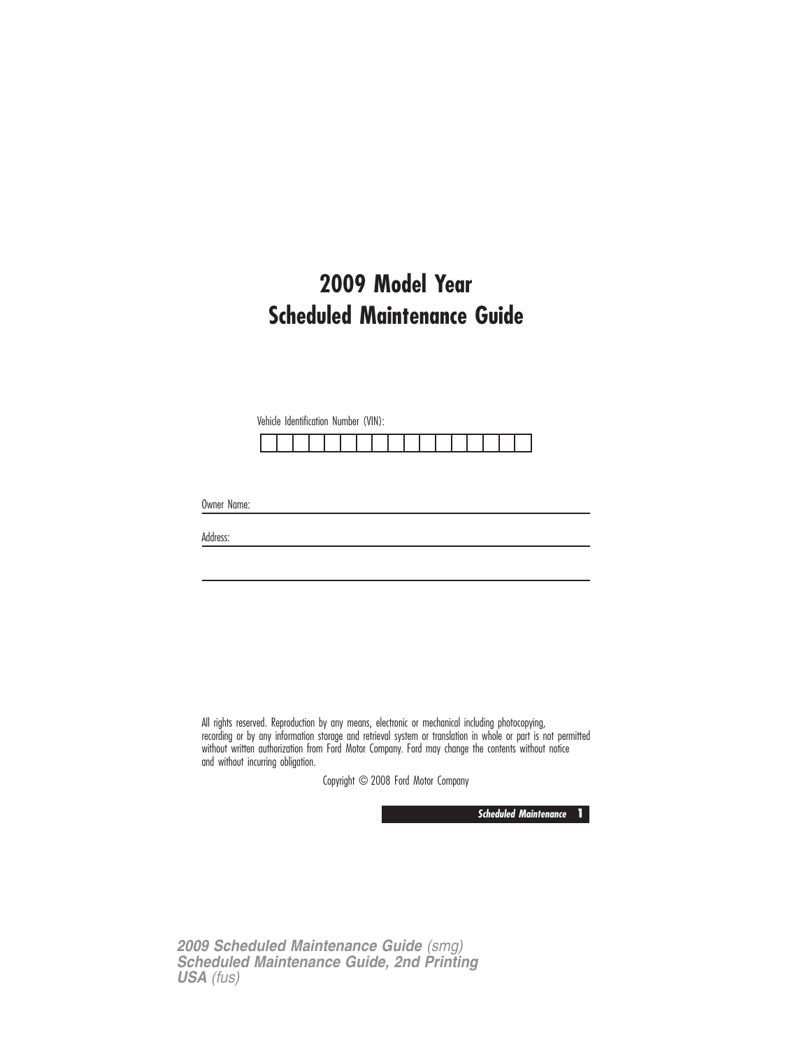# 2009 Model Year
# Scheduled Maintenance Guide

Vehicle Identification Number (VIN):

| | | | | | | | | | | | | | | | | |
|---|---|---|---|---|---|---|---|---|---|---|---|---|---|---|---|---|

Owner Name: ______________________________

Address: ______________________________

______________________________

All rights reserved. Reproduction by any means, electronic or mechanical including photocopying, recording or by any information storage and retrieval system or translation in whole or part is not permitted without written authorization from Ford Motor Company. Ford may change the contents without notice and without incurring obligation.

Copyright © 2008 Ford Motor Company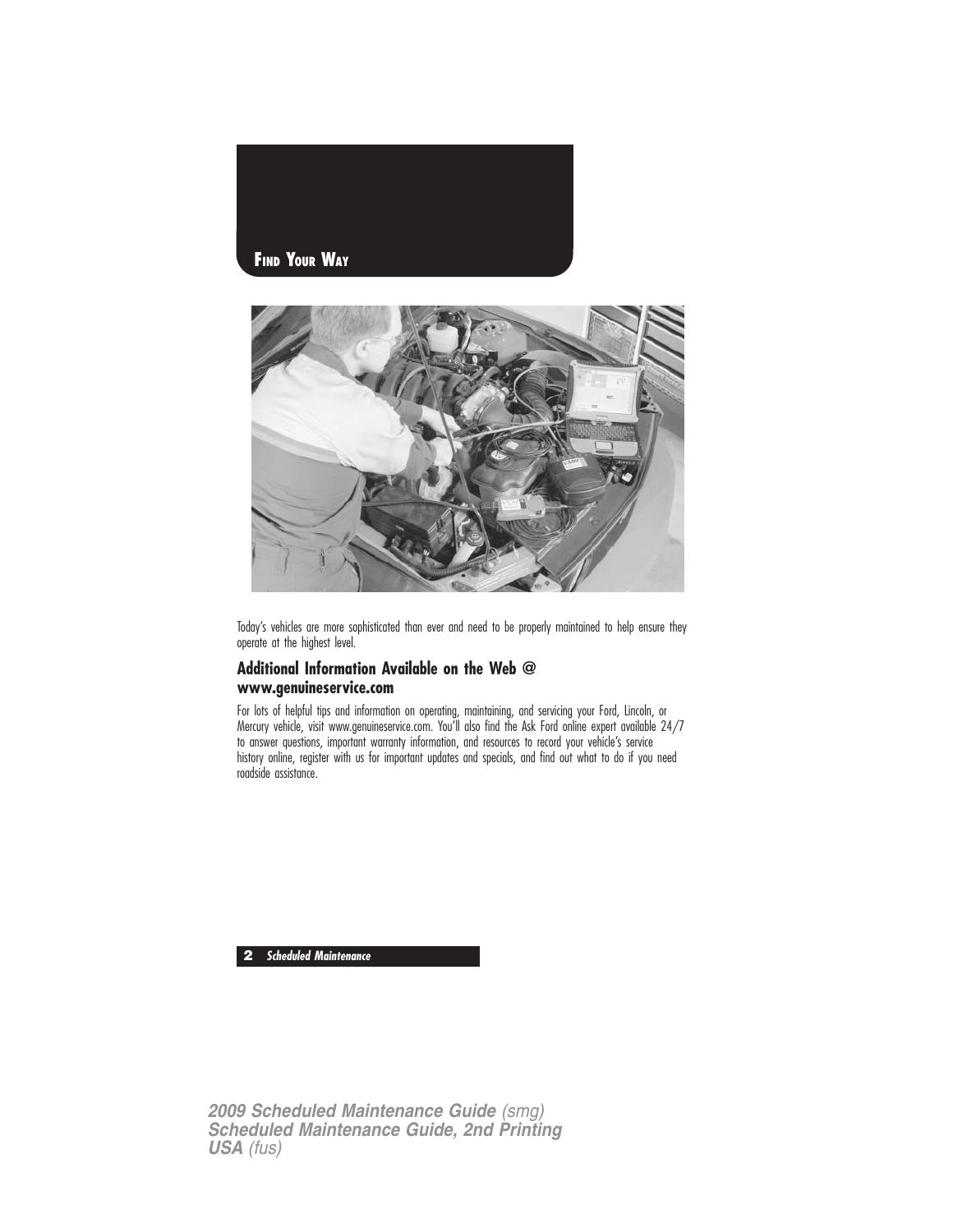# Find Your Way

Today's vehicles are more sophisticated than ever and need to be properly maintained to help ensure they operate at the highest level.

## Additional Information Available on the Web @ www.genuineservice.com

For lots of helpful tips and information on operating, maintaining, and servicing your Ford, Lincoln, or Mercury vehicle, visit www.genuineservice.com. You'll also find the Ask Ford online expert available 24/7 to answer questions, important warranty information, and resources to record your vehicle's service history online, register with us for important updates and specials, and find out what to do if you need roadside assistance.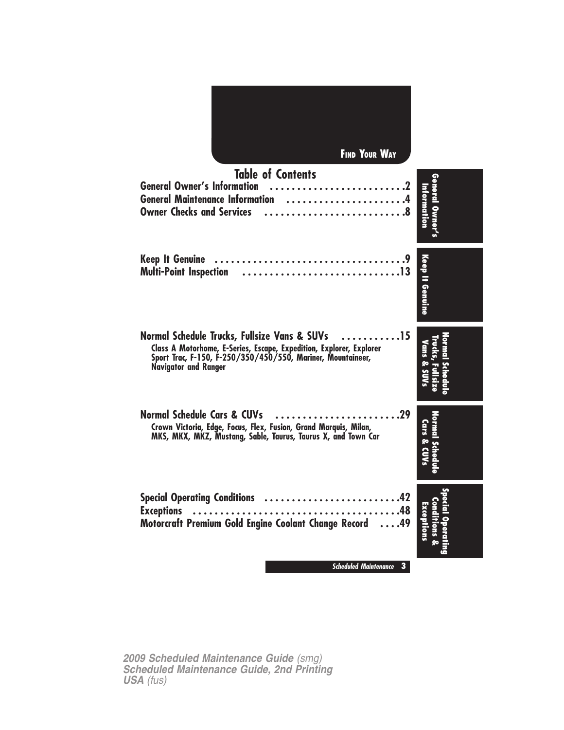**FIND YOUR WAY**

# Table of Contents

**General Owner's Information** ........................2
**General Maintenance Information** ....................4
**Owner Checks and Services** ..........................8

**Keep It Genuine** ....................................9
**Multi-Point Inspection** .............................13

**Normal Schedule Trucks, Fullsize Vans & SUVs** ..........15
Class A Motorhome, E-Series, Escape, Expedition, Explorer, Explorer Sport Trac, F-150, F-250/350/450/550, Mariner, Mountaineer, Navigator and Ranger

**Normal Schedule Cars & CUVs** .......................29
Crown Victoria, Edge, Focus, Flex, Fusion, Grand Marquis, Milan, MKS, MKX, MKZ, Mustang, Sable, Taurus, Taurus X, and Town Car

**Special Operating Conditions** .......................42
**Exceptions** ........................................48
**Motorcraft Premium Gold Engine Coolant Change Record** ....49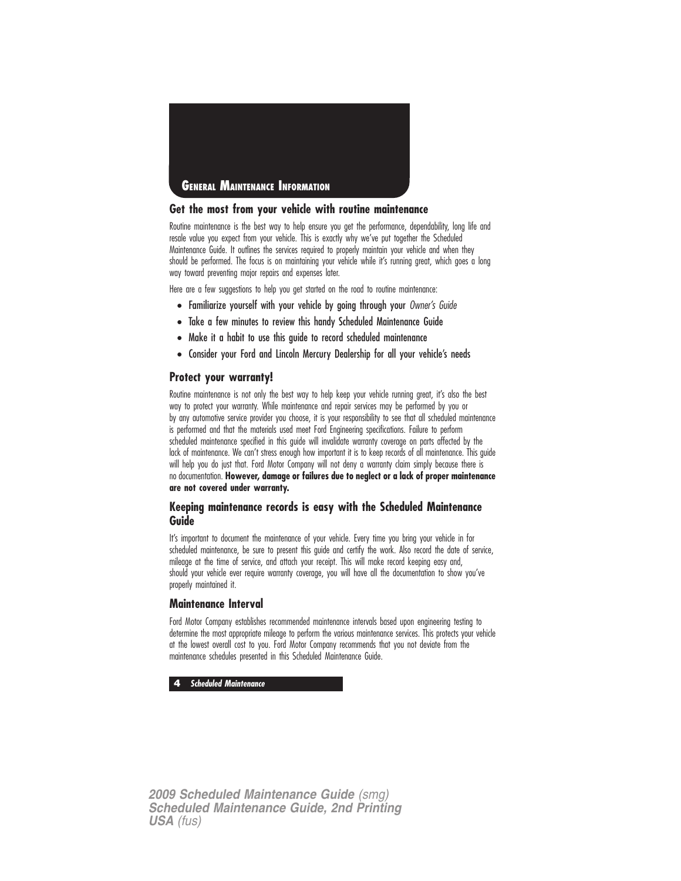# General Maintenance Information

## Get the most from your vehicle with routine maintenance

Routine maintenance is the best way to help ensure you get the performance, dependability, long life and resale value you expect from your vehicle. This is exactly why we've put together the Scheduled Maintenance Guide. It outlines the services required to properly maintain your vehicle and when they should be performed. The focus is on maintaining your vehicle while it's running great, which goes a long way toward preventing major repairs and expenses later.

Here are a few suggestions to help you get started on the road to routine maintenance:

- Familiarize yourself with your vehicle by going through your *Owner's Guide*
- Take a few minutes to review this handy Scheduled Maintenance Guide
- Make it a habit to use this guide to record scheduled maintenance
- Consider your Ford and Lincoln Mercury Dealership for all your vehicle's needs

## Protect your warranty!

Routine maintenance is not only the best way to help keep your vehicle running great, it's also the best way to protect your warranty. While maintenance and repair services may be performed by you or by any automotive service provider you choose, it is your responsibility to see that all scheduled maintenance is performed and that the materials used meet Ford Engineering specifications. Failure to perform scheduled maintenance specified in this guide will invalidate warranty coverage on parts affected by the lack of maintenance. We can't stress enough how important it is to keep records of all maintenance. This guide will help you do just that. Ford Motor Company will not deny a warranty claim simply because there is no documentation. **However, damage or failures due to neglect or a lack of proper maintenance are not covered under warranty.**

## Keeping maintenance records is easy with the Scheduled Maintenance Guide

It's important to document the maintenance of your vehicle. Every time you bring your vehicle in for scheduled maintenance, be sure to present this guide and certify the work. Also record the date of service, mileage at the time of service, and attach your receipt. This will make record keeping easy and, should your vehicle ever require warranty coverage, you will have all the documentation to show you've properly maintained it.

## Maintenance Interval

Ford Motor Company establishes recommended maintenance intervals based upon engineering testing to determine the most appropriate mileage to perform the various maintenance services. This protects your vehicle at the lowest overall cost to you. Ford Motor Company recommends that you not deviate from the maintenance schedules presented in this Scheduled Maintenance Guide.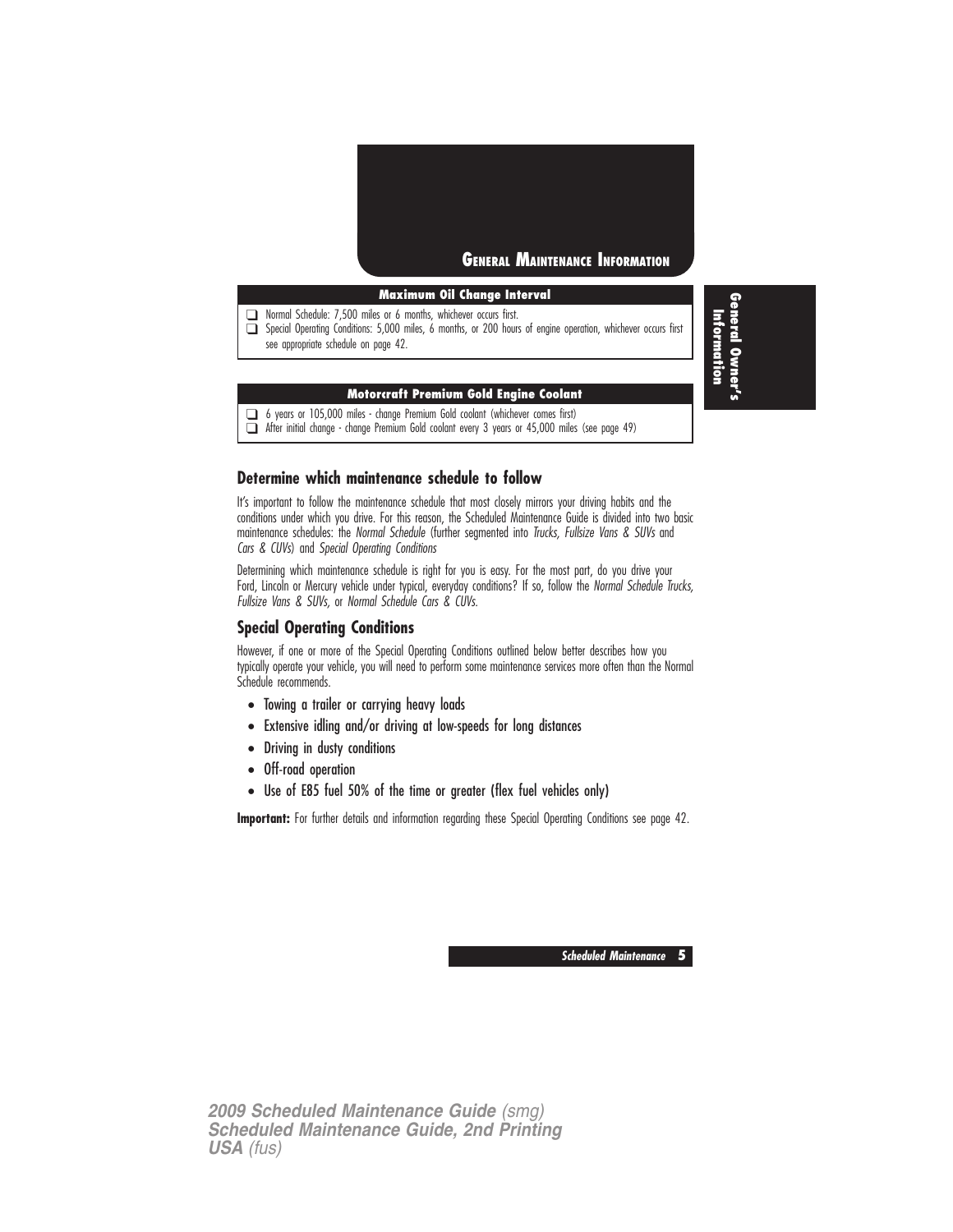## General Maintenance Information

**Maximum Oil Change Interval**

- ❑ Normal Schedule: 7,500 miles or 6 months, whichever occurs first.
- ❑ Special Operating Conditions: 5,000 miles, 6 months, or 200 hours of engine operation, whichever occurs first see appropriate schedule on page 42.

**Motorcraft Premium Gold Engine Coolant**

- ❑ 6 years or 105,000 miles - change Premium Gold coolant (whichever comes first)
- ❑ After initial change - change Premium Gold coolant every 3 years or 45,000 miles (see page 49)

### Determine which maintenance schedule to follow

It's important to follow the maintenance schedule that most closely mirrors your driving habits and the conditions under which you drive. For this reason, the Scheduled Maintenance Guide is divided into two basic maintenance schedules: the *Normal Schedule* (further segmented into *Trucks, Fullsize Vans & SUVs* and *Cars & CUVs*) and *Special Operating Conditions*

Determining which maintenance schedule is right for you is easy. For the most part, do you drive your Ford, Lincoln or Mercury vehicle under typical, everyday conditions? If so, follow the *Normal Schedule Trucks, Fullsize Vans & SUVs,* or *Normal Schedule Cars & CUVs.*

### Special Operating Conditions

However, if one or more of the Special Operating Conditions outlined below better describes how you typically operate your vehicle, you will need to perform some maintenance services more often than the Normal Schedule recommends.

- Towing a trailer or carrying heavy loads
- Extensive idling and/or driving at low-speeds for long distances
- Driving in dusty conditions
- Off-road operation
- Use of E85 fuel 50% of the time or greater (flex fuel vehicles only)

**Important:** For further details and information regarding these Special Operating Conditions see page 42.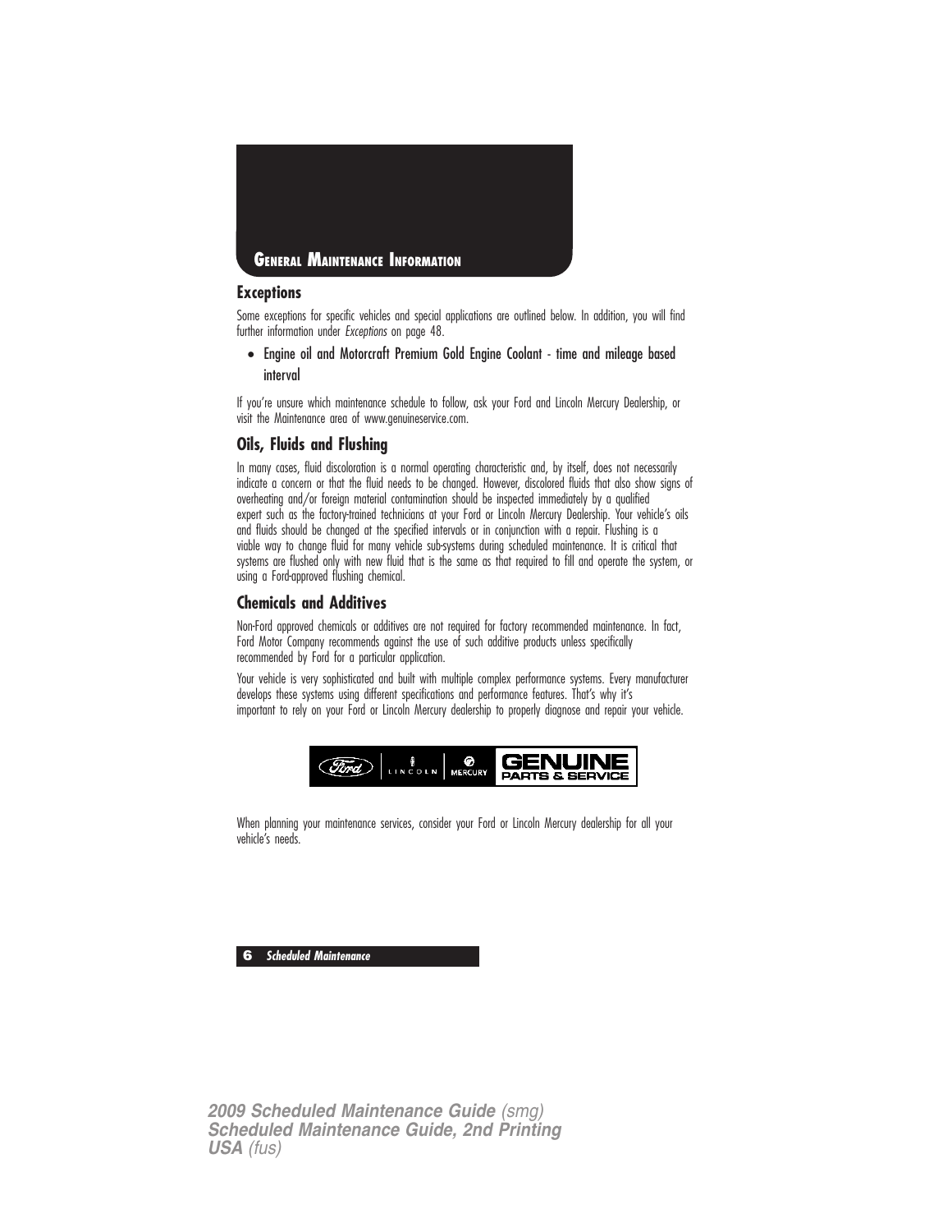# General Maintenance Information

## Exceptions

Some exceptions for specific vehicles and special applications are outlined below. In addition, you will find further information under *Exceptions* on page 48.

- Engine oil and Motorcraft Premium Gold Engine Coolant - time and mileage based interval

If you're unsure which maintenance schedule to follow, ask your Ford and Lincoln Mercury Dealership, or visit the Maintenance area of www.genuineservice.com.

## Oils, Fluids and Flushing

In many cases, fluid discoloration is a normal operating characteristic and, by itself, does not necessarily indicate a concern or that the fluid needs to be changed. However, discolored fluids that also show signs of overheating and/or foreign material contamination should be inspected immediately by a qualified expert such as the factory-trained technicians at your Ford or Lincoln Mercury Dealership. Your vehicle's oils and fluids should be changed at the specified intervals or in conjunction with a repair. Flushing is a viable way to change fluid for many vehicle sub-systems during scheduled maintenance. It is critical that systems are flushed only with new fluid that is the same as that required to fill and operate the system, or using a Ford-approved flushing chemical.

## Chemicals and Additives

Non-Ford approved chemicals or additives are not required for factory recommended maintenance. In fact, Ford Motor Company recommends against the use of such additive products unless specifically recommended by Ford for a particular application.

Your vehicle is very sophisticated and built with multiple complex performance systems. Every manufacturer develops these systems using different specifications and performance features. That's why it's important to rely on your Ford or Lincoln Mercury dealership to properly diagnose and repair your vehicle.

Ford | LINCOLN | MERCURY | GENUINE PARTS & SERVICE

When planning your maintenance services, consider your Ford or Lincoln Mercury dealership for all your vehicle's needs.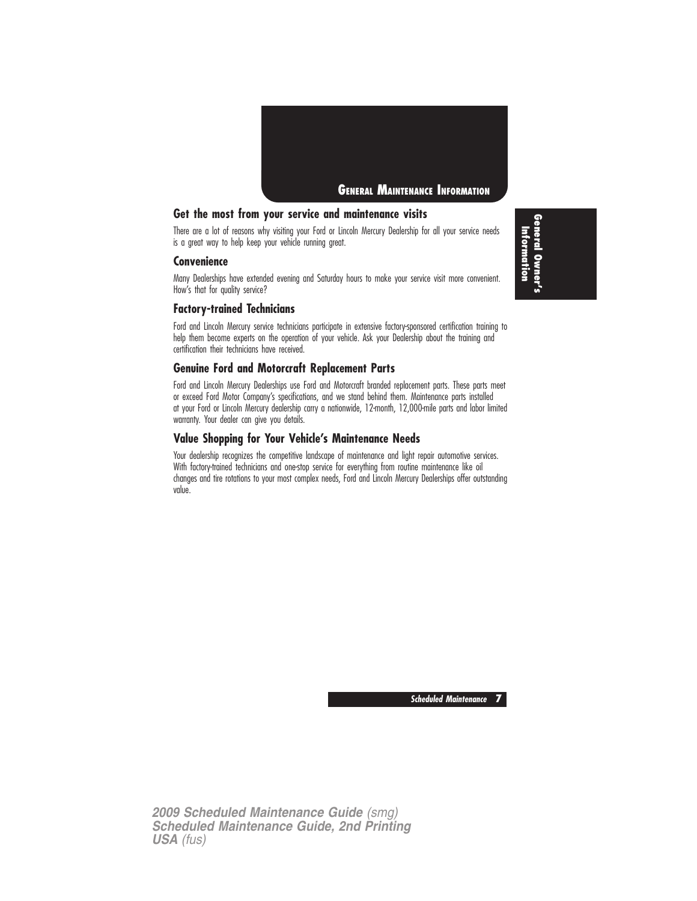# General Maintenance Information

## Get the most from your service and maintenance visits

There are a lot of reasons why visiting your Ford or Lincoln Mercury Dealership for all your service needs is a great way to help keep your vehicle running great.

### Convenience

Many Dealerships have extended evening and Saturday hours to make your service visit more convenient. How's that for quality service?

### Factory-trained Technicians

Ford and Lincoln Mercury service technicians participate in extensive factory-sponsored certification training to help them become experts on the operation of your vehicle. Ask your Dealership about the training and certification their technicians have received.

### Genuine Ford and Motorcraft Replacement Parts

Ford and Lincoln Mercury Dealerships use Ford and Motorcraft branded replacement parts. These parts meet or exceed Ford Motor Company's specifications, and we stand behind them. Maintenance parts installed at your Ford or Lincoln Mercury dealership carry a nationwide, 12-month, 12,000-mile parts and labor limited warranty. Your dealer can give you details.

### Value Shopping for Your Vehicle's Maintenance Needs

Your dealership recognizes the competitive landscape of maintenance and light repair automotive services. With factory-trained technicians and one-stop service for everything from routine maintenance like oil changes and tire rotations to your most complex needs, Ford and Lincoln Mercury Dealerships offer outstanding value.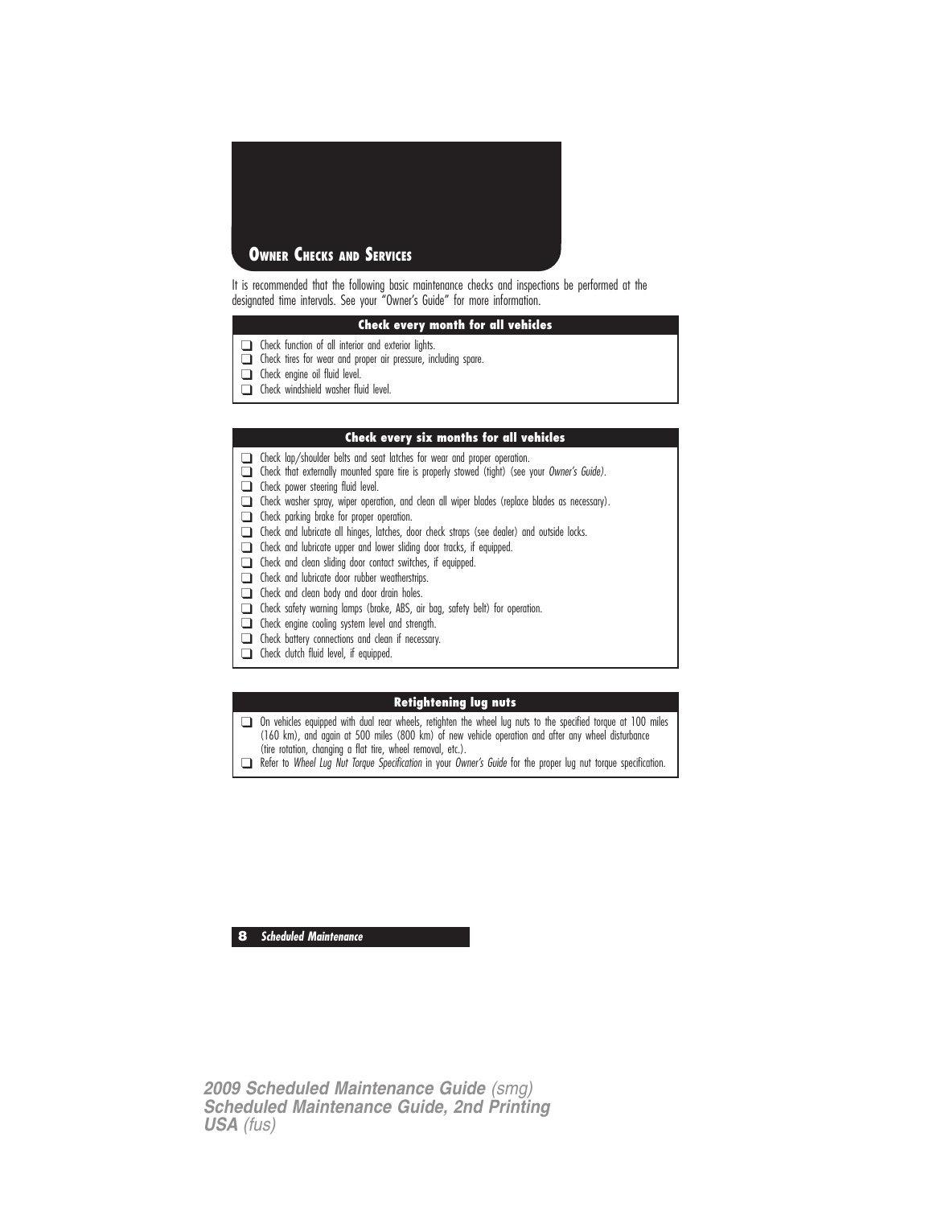# Owner Checks and Services

It is recommended that the following basic maintenance checks and inspections be performed at the designated time intervals. See your "Owner's Guide" for more information.

### Check every month for all vehicles

- ❑ Check function of all interior and exterior lights.
- ❑ Check tires for wear and proper air pressure, including spare.
- ❑ Check engine oil fluid level.
- ❑ Check windshield washer fluid level.

### Check every six months for all vehicles

- ❑ Check lap/shoulder belts and seat latches for wear and proper operation.
- ❑ Check that externally mounted spare tire is properly stowed (tight) (see your *Owner's Guide*).
- ❑ Check power steering fluid level.
- ❑ Check washer spray, wiper operation, and clean all wiper blades (replace blades as necessary).
- ❑ Check parking brake for proper operation.
- ❑ Check and lubricate all hinges, latches, door check straps (see dealer) and outside locks.
- ❑ Check and lubricate upper and lower sliding door tracks, if equipped.
- ❑ Check and clean sliding door contact switches, if equipped.
- ❑ Check and lubricate door rubber weatherstrips.
- ❑ Check and clean body and door drain holes.
- ❑ Check safety warning lamps (brake, ABS, air bag, safety belt) for operation.
- ❑ Check engine cooling system level and strength.
- ❑ Check battery connections and clean if necessary.
- ❑ Check clutch fluid level, if equipped.

### Retightening lug nuts

- ❑ On vehicles equipped with dual rear wheels, retighten the wheel lug nuts to the specified torque at 100 miles (160 km), and again at 500 miles (800 km) of new vehicle operation and after any wheel disturbance (tire rotation, changing a flat tire, wheel removal, etc.).
- ❑ Refer to *Wheel Lug Nut Torque Specification* in your *Owner's Guide* for the proper lug nut torque specification.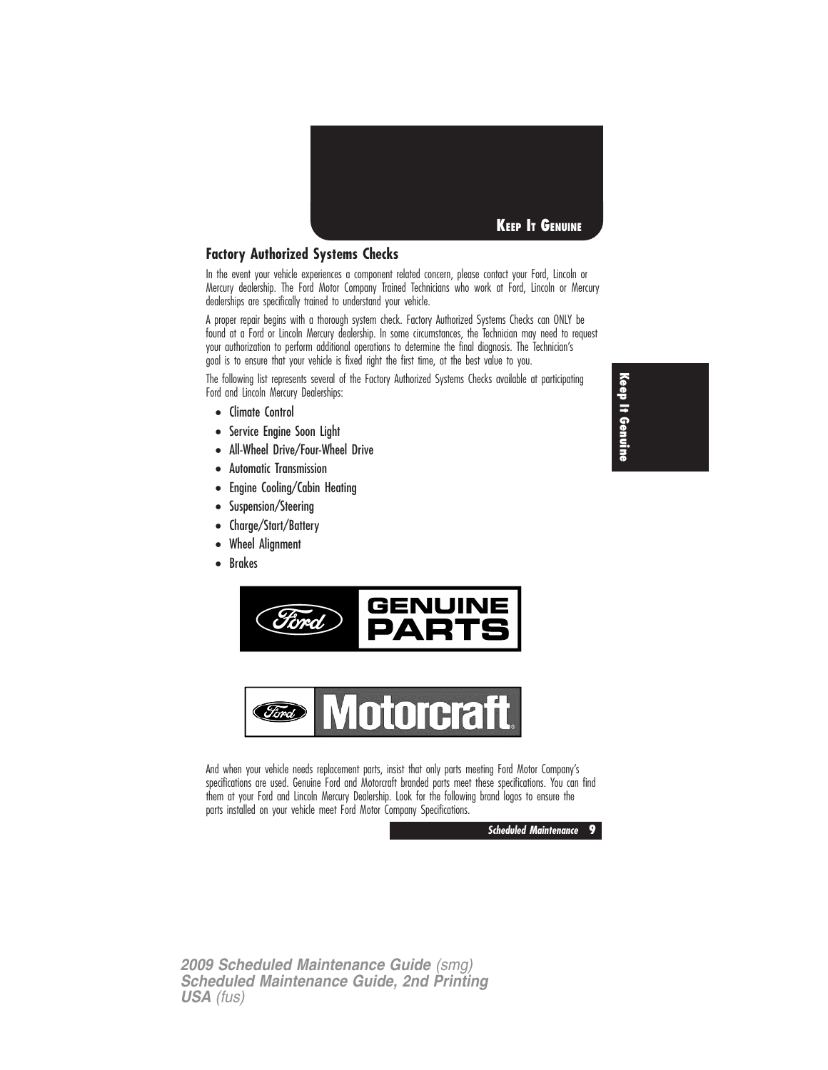# Keep It Genuine

## Factory Authorized Systems Checks

In the event your vehicle experiences a component related concern, please contact your Ford, Lincoln or Mercury dealership. The Ford Motor Company Trained Technicians who work at Ford, Lincoln or Mercury dealerships are specifically trained to understand your vehicle.

A proper repair begins with a thorough system check. Factory Authorized Systems Checks can ONLY be found at a Ford or Lincoln Mercury dealership. In some circumstances, the Technician may need to request your authorization to perform additional operations to determine the final diagnosis. The Technician's goal is to ensure that your vehicle is fixed right the first time, at the best value to you.

The following list represents several of the Factory Authorized Systems Checks available at participating Ford and Lincoln Mercury Dealerships:

- Climate Control
- Service Engine Soon Light
- All-Wheel Drive/Four-Wheel Drive
- Automatic Transmission
- Engine Cooling/Cabin Heating
- Suspension/Steering
- Charge/Start/Battery
- Wheel Alignment
- Brakes

Ford GENUINE PARTS

Ford Motorcraft

And when your vehicle needs replacement parts, insist that only parts meeting Ford Motor Company's specifications are used. Genuine Ford and Motorcraft branded parts meet these specifications. You can find them at your Ford and Lincoln Mercury Dealership. Look for the following brand logos to ensure the parts installed on your vehicle meet Ford Motor Company Specifications.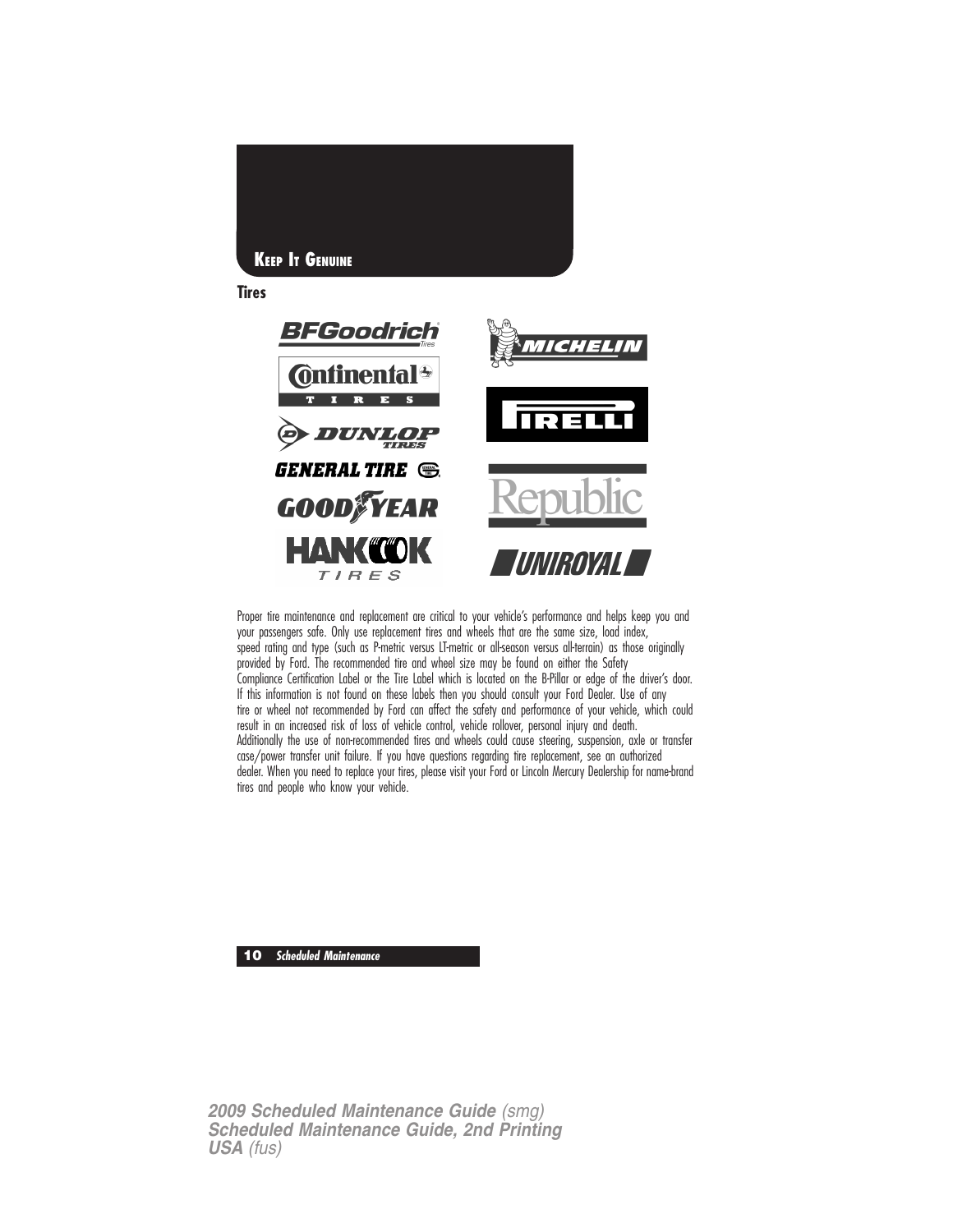## Keep It Genuine

### Tires

BFGoodrich Tires

Continental Tires

Dunlop Tires

General Tire

Goodyear

Hankook Tires

Michelin

Pirelli

Republic

Uniroyal

Proper tire maintenance and replacement are critical to your vehicle's performance and helps keep you and your passengers safe. Only use replacement tires and wheels that are the same size, load index, speed rating and type (such as P-metric versus LT-metric or all-season versus all-terrain) as those originally provided by Ford. The recommended tire and wheel size may be found on either the Safety Compliance Certification Label or the Tire Label which is located on the B-Pillar or edge of the driver's door. If this information is not found on these labels then you should consult your Ford Dealer. Use of any tire or wheel not recommended by Ford can affect the safety and performance of your vehicle, which could result in an increased risk of loss of vehicle control, vehicle rollover, personal injury and death. Additionally the use of non-recommended tires and wheels could cause steering, suspension, axle or transfer case/power transfer unit failure. If you have questions regarding tire replacement, see an authorized dealer. When you need to replace your tires, please visit your Ford or Lincoln Mercury Dealership for name-brand tires and people who know your vehicle.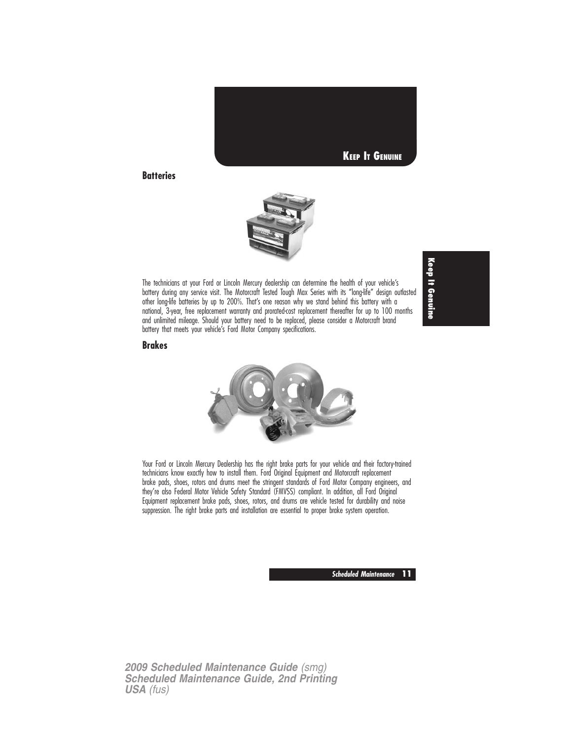## Batteries

The technicians at your Ford or Lincoln Mercury dealership can determine the health of your vehicle's battery during any service visit. The Motorcraft Tested Tough Max Series with its "long-life" design outlasted other long-life batteries by up to 200%. That's one reason why we stand behind this battery with a national, 3-year, free replacement warranty and prorated-cost replacement thereafter for up to 100 months and unlimited mileage. Should your battery need to be replaced, please consider a Motorcraft brand battery that meets your vehicle's Ford Motor Company specifications.

## Brakes

Your Ford or Lincoln Mercury Dealership has the right brake parts for your vehicle and their factory-trained technicians know exactly how to install them. Ford Original Equipment and Motorcraft replacement brake pads, shoes, rotors and drums meet the stringent standards of Ford Motor Company engineers, and they're also Federal Motor Vehicle Safety Standard (FMVSS) compliant. In addition, all Ford Original Equipment replacement brake pads, shoes, rotors, and drums are vehicle tested for durability and noise suppression. The right brake parts and installation are essential to proper brake system operation.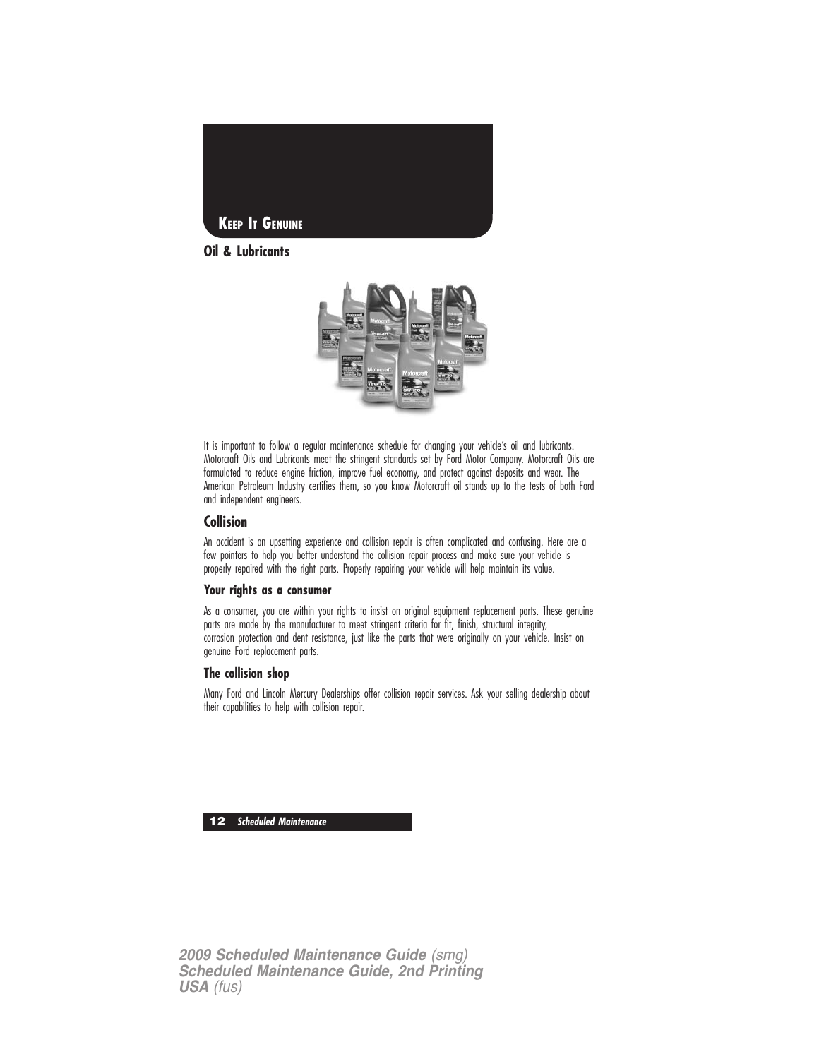# KEEP IT GENUINE

## Oil & Lubricants

It is important to follow a regular maintenance schedule for changing your vehicle's oil and lubricants. Motorcraft Oils and Lubricants meet the stringent standards set by Ford Motor Company. Motorcraft Oils are formulated to reduce engine friction, improve fuel economy, and protect against deposits and wear. The American Petroleum Industry certifies them, so you know Motorcraft oil stands up to the tests of both Ford and independent engineers.

## Collision

An accident is an upsetting experience and collision repair is often complicated and confusing. Here are a few pointers to help you better understand the collision repair process and make sure your vehicle is properly repaired with the right parts. Properly repairing your vehicle will help maintain its value.

### Your rights as a consumer

As a consumer, you are within your rights to insist on original equipment replacement parts. These genuine parts are made by the manufacturer to meet stringent criteria for fit, finish, structural integrity, corrosion protection and dent resistance, just like the parts that were originally on your vehicle. Insist on genuine Ford replacement parts.

### The collision shop

Many Ford and Lincoln Mercury Dealerships offer collision repair services. Ask your selling dealership about their capabilities to help with collision repair.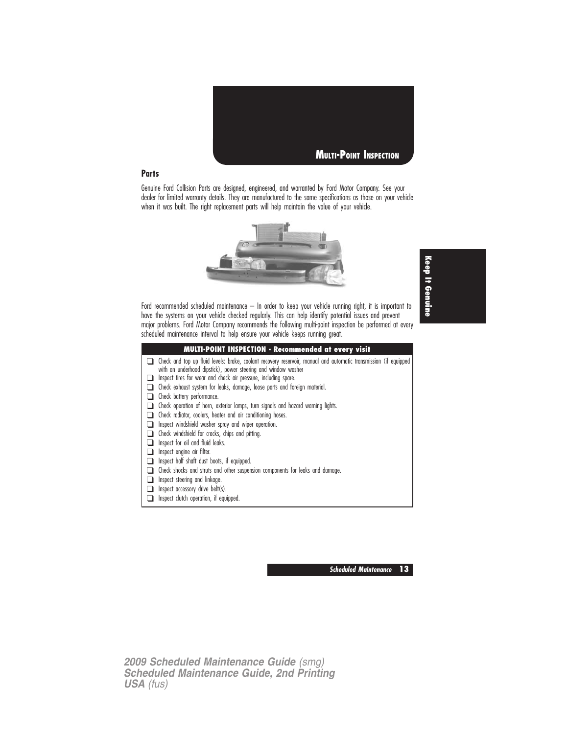# Multi-Point Inspection

## Parts

Genuine Ford Collision Parts are designed, engineered, and warranted by Ford Motor Company. See your dealer for limited warranty details. They are manufactured to the same specifications as those on your vehicle when it was built. The right replacement parts will help maintain the value of your vehicle.

Ford recommended scheduled maintenance – In order to keep your vehicle running right, it is important to have the systems on your vehicle checked regularly. This can help identify potential issues and prevent major problems. Ford Motor Company recommends the following multi-point inspection be performed at every scheduled maintenance interval to help ensure your vehicle keeps running great.

| MULTI-POINT INSPECTION - Recommended at every visit |
|---|
| ❑ Check and top up fluid levels: brake, coolant recovery reservoir, manual and automatic transmission (if equipped with an underhood dipstick), power steering and window washer |
| ❑ Inspect tires for wear and check air pressure, including spare. |
| ❑ Check exhaust system for leaks, damage, loose parts and foreign material. |
| ❑ Check battery performance. |
| ❑ Check operation of horn, exterior lamps, turn signals and hazard warning lights. |
| ❑ Check radiator, coolers, heater and air conditioning hoses. |
| ❑ Inspect windshield washer spray and wiper operation. |
| ❑ Check windshield for cracks, chips and pitting. |
| ❑ Inspect for oil and fluid leaks. |
| ❑ Inspect engine air filter. |
| ❑ Inspect half shaft dust boots, if equipped. |
| ❑ Check shocks and struts and other suspension components for leaks and damage. |
| ❑ Inspect steering and linkage. |
| ❑ Inspect accessory drive belt(s). |
| ❑ Inspect clutch operation, if equipped. |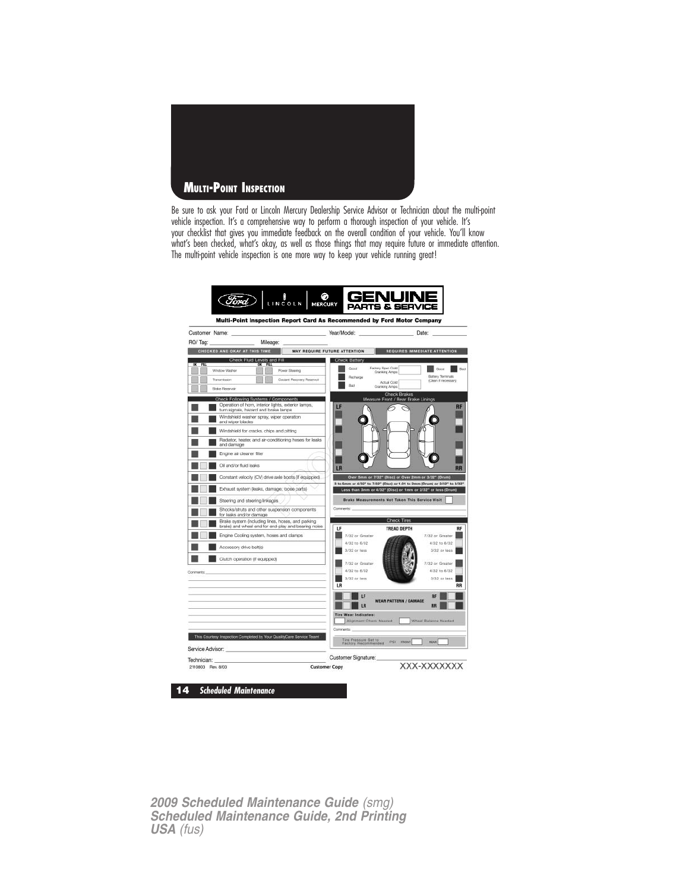## Multi-Point Inspection

Be sure to ask your Ford or Lincoln Mercury Dealership Service Advisor or Technician about the multi-point vehicle inspection. It's a comprehensive way to perform a thorough inspection of your vehicle. It's your checklist that gives you immediate feedback on the overall condition of your vehicle. You'll know what's been checked, what's okay, as well as those things that may require future or immediate attention. The multi-point vehicle inspection is one more way to keep your vehicle running great!

Ford | LINCOLN | MERCURY | GENUINE PARTS & SERVICE

**Multi-Point Inspection Report Card As Recommended by Ford Motor Company**

Customer Name: ____________ Year/Model: ____________ Date: ____________

RO/ Tag: ____________ Mileage: ____________

CHECKED AND OKAY AT THIS TIME | MAY REQUIRE FUTURE ATTENTION | REQUIRES IMMEDIATE ATTENTION

**Check Fluid Levels and Fill**

| OK | FILL | | OK | FILL | |
|---|---|---|---|---|---|
| | | Window Washer | | | Power Steering |
| | | Transmission | | | Coolant Recovery Reservoir |
| | | Brake Reservoir | | | |

**Check Following Systems / Components**

- Operation of horn, interior lights, exterior lamps, turn signals, hazard and brake lamps
- Windshield washer spray, wiper operation and wiper blades
- Windshield for cracks, chips and pitting
- Radiator, heater, and air-conditioning hoses for leaks and damage
- Engine air cleaner filter
- Oil and/or fluid leaks
- Constant velocity (CV) drive axle boots (if equipped)
- Exhaust system (leaks, damage, loose parts)
- Steering and steering linkages
- Shocks/struts and other suspension components for leaks and/or damage
- Brake system (including lines, hoses, and parking brake) and wheel end for end-play and bearing noise
- Engine Cooling system, hoses and clamps
- Accessory drive belt(s)
- Clutch operation (if equipped)

Comments: ____________

This Courtesy Inspection Completed by Your QualityCare Service Team

Service Advisor: ____________

Technician: ____________

**Check Battery**

- Good — Factory Spec Cold Cranking Amps
- Recharge
- Bad — Actual Cold Cranking Amps
- Good / Bad — Battery Terminals (Clean if necessary)

**Check Brakes**
Measure Front / Rear Brake Linings

LF | RF | LR | RR

- Over 5mm or 7/32" (Disc) or Over 2mm or 3/32" (Drum)
- 3 to 5mm or 4/32" to 7/32" (Disc) or 1.01 to 2mm (Drum) or 2/32" to 3/32"
- Less than 3mm or 4/32" (Disc) or 1mm or 2/32" or less (Drum)

Brake Measurements Not Taken This Service Visit

Comments: ____________

**Check Tires**

TREAD DEPTH

| LF | RF |
|---|---|
| 7/32 or Greater | 7/32 or Greater |
| 4/32 to 6/32 | 4/32 to 6/32 |
| 3/32 or less | 3/32 or less |

| LR | RR |
|---|---|
| 7/32 or Greater | 7/32 or Greater |
| 4/32 to 6/32 | 4/32 to 6/32 |
| 3/32 or less | 3/32 or less |

WEAR PATTERN / DAMAGE: LF, RF, LR, RR

Tire Wear Indicates:
- Alignment Check Needed
- Wheel Balance Needed

Comments: ____________

Tire Pressure Set to Factory Recommended PSI FRONT ____ REAR ____

Customer Signature: ____________

2110803 Rev. 8/03 — Customer Copy — XXX-XXXXXXX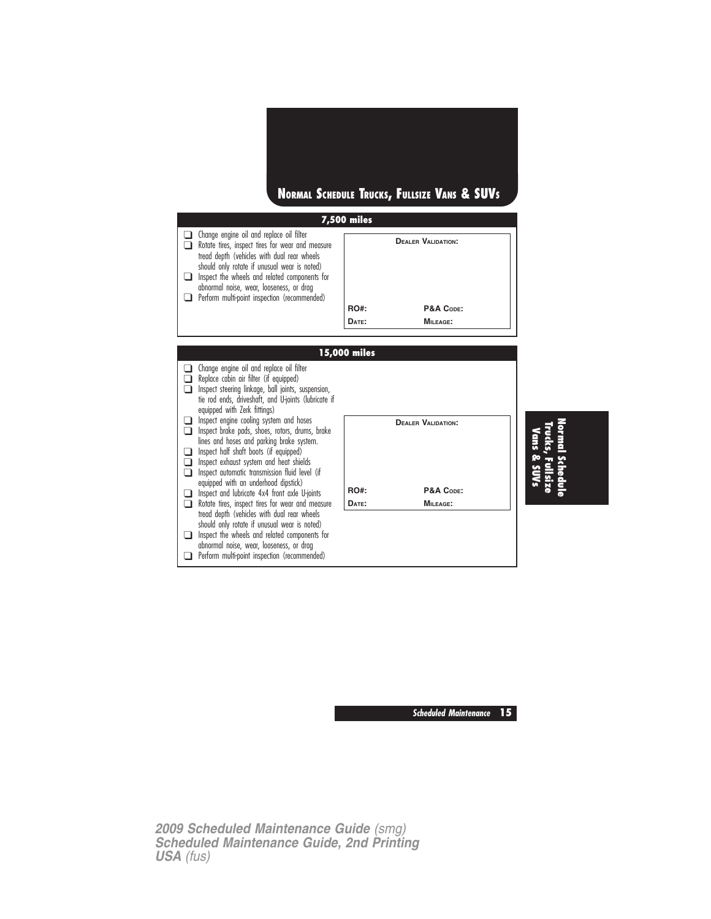# NORMAL SCHEDULE TRUCKS, FULLSIZE VANS & SUVS

## 7,500 miles

- ❑ Change engine oil and replace oil filter
- ❑ Rotate tires, inspect tires for wear and measure tread depth (vehicles with dual rear wheels should only rotate if unusual wear is noted)
- ❑ Inspect the wheels and related components for abnormal noise, wear, looseness, or drag
- ❑ Perform multi-point inspection (recommended)

**DEALER VALIDATION:**

**RO#:** 

**P&A CODE:** 

**DATE:** 

**MILEAGE:** 

## 15,000 miles

- ❑ Change engine oil and replace oil filter
- ❑ Replace cabin air filter (if equipped)
- ❑ Inspect steering linkage, ball joints, suspension, tie rod ends, driveshaft, and U-joints (lubricate if equipped with Zerk fittings)
- ❑ Inspect engine cooling system and hoses
- ❑ Inspect brake pads, shoes, rotors, drums, brake lines and hoses and parking brake system.
- ❑ Inspect half shaft boots (if equipped)
- ❑ Inspect exhaust system and heat shields
- ❑ Inspect automatic transmission fluid level (if equipped with an underhood dipstick)
- ❑ Inspect and lubricate 4x4 front axle U-joints
- ❑ Rotate tires, inspect tires for wear and measure tread depth (vehicles with dual rear wheels should only rotate if unusual wear is noted)
- ❑ Inspect the wheels and related components for abnormal noise, wear, looseness, or drag
- ❑ Perform multi-point inspection (recommended)

**DEALER VALIDATION:**

**RO#:** 

**P&A CODE:** 

**DATE:** 

**MILEAGE:**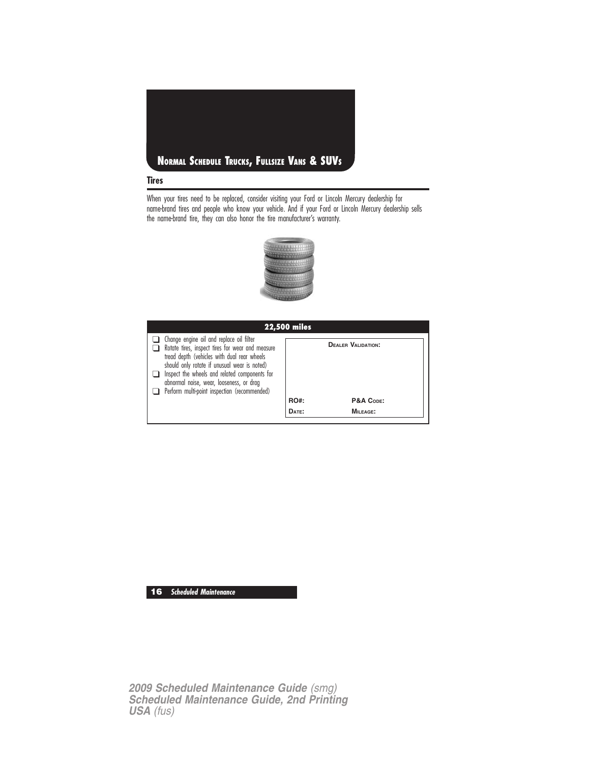## Normal Schedule Trucks, Fullsize Vans & SUVs

### Tires

When your tires need to be replaced, consider visiting your Ford or Lincoln Mercury dealership for name-brand tires and people who know your vehicle. And if your Ford or Lincoln Mercury dealership sells the name-brand tire, they can also honor the tire manufacturer's warranty.

| 22,500 miles | |
|---|---|
| ❑ Change engine oil and replace oil filter<br>❑ Rotate tires, inspect tires for wear and measure tread depth (vehicles with dual rear wheels should only rotate if unusual wear is noted)<br>❑ Inspect the wheels and related components for abnormal noise, wear, looseness, or drag<br>❑ Perform multi-point inspection (recommended) | **Dealer Validation:**<br><br>**RO#:** **P&A Code:**<br>**Date:** **Mileage:** |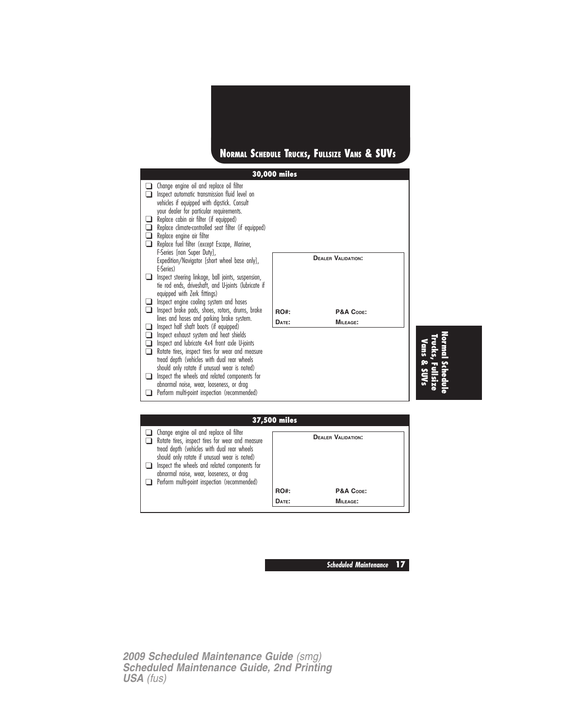# Normal Schedule Trucks, Fullsize Vans & SUVs

## 30,000 miles

- ❑ Change engine oil and replace oil filter
- ❑ Inspect automatic transmission fluid level on vehicles if equipped with dipstick. Consult your dealer for particular requirements.
- ❑ Replace cabin air filter (if equipped)
- ❑ Replace climate-controlled seat filter (if equipped)
- ❑ Replace engine air filter
- ❑ Replace fuel filter (except Escape, Mariner, F-Series [non Super Duty], Expedition/Navigator [short wheel base only], E-Series)
- ❑ Inspect steering linkage, ball joints, suspension, tie rod ends, driveshaft, and U-joints (lubricate if equipped with Zerk fittings)
- ❑ Inspect engine cooling system and hoses
- ❑ Inspect brake pads, shoes, rotors, drums, brake lines and hoses and parking brake system.
- ❑ Inspect half shaft boots (if equipped)
- ❑ Inspect exhaust system and heat shields
- ❑ Inspect and lubricate 4x4 front axle U-joints
- ❑ Rotate tires, inspect tires for wear and measure tread depth (vehicles with dual rear wheels should only rotate if unusual wear is noted)
- ❑ Inspect the wheels and related components for abnormal noise, wear, looseness, or drag
- ❑ Perform multi-point inspection (recommended)

**Dealer Validation:**

| RO#: | P&A Code: |
|---|---|
| Date: | Mileage: |

## 37,500 miles

- ❑ Change engine oil and replace oil filter
- ❑ Rotate tires, inspect tires for wear and measure tread depth (vehicles with dual rear wheels should only rotate if unusual wear is noted)
- ❑ Inspect the wheels and related components for abnormal noise, wear, looseness, or drag
- ❑ Perform multi-point inspection (recommended)

**Dealer Validation:**

| RO#: | P&A Code: |
|---|---|
| Date: | Mileage: |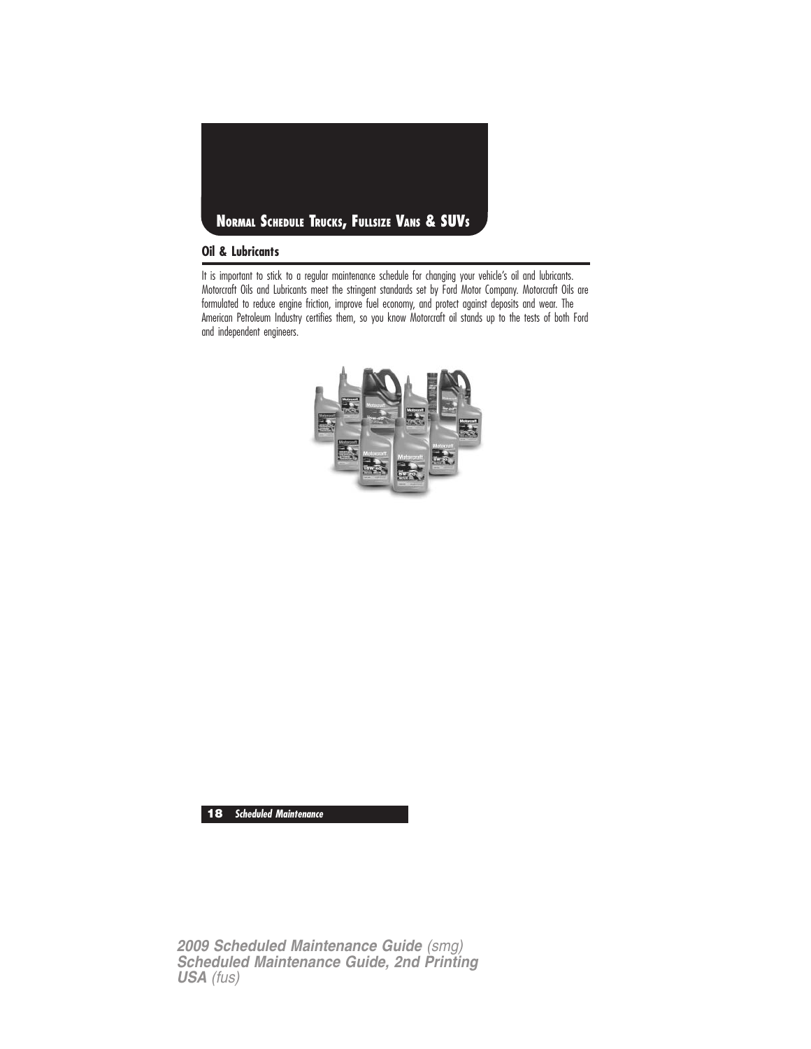# Normal Schedule Trucks, Fullsize Vans & SUVs

## Oil & Lubricants

It is important to stick to a regular maintenance schedule for changing your vehicle's oil and lubricants. Motorcraft Oils and Lubricants meet the stringent standards set by Ford Motor Company. Motorcraft Oils are formulated to reduce engine friction, improve fuel economy, and protect against deposits and wear. The American Petroleum Industry certifies them, so you know Motorcraft oil stands up to the tests of both Ford and independent engineers.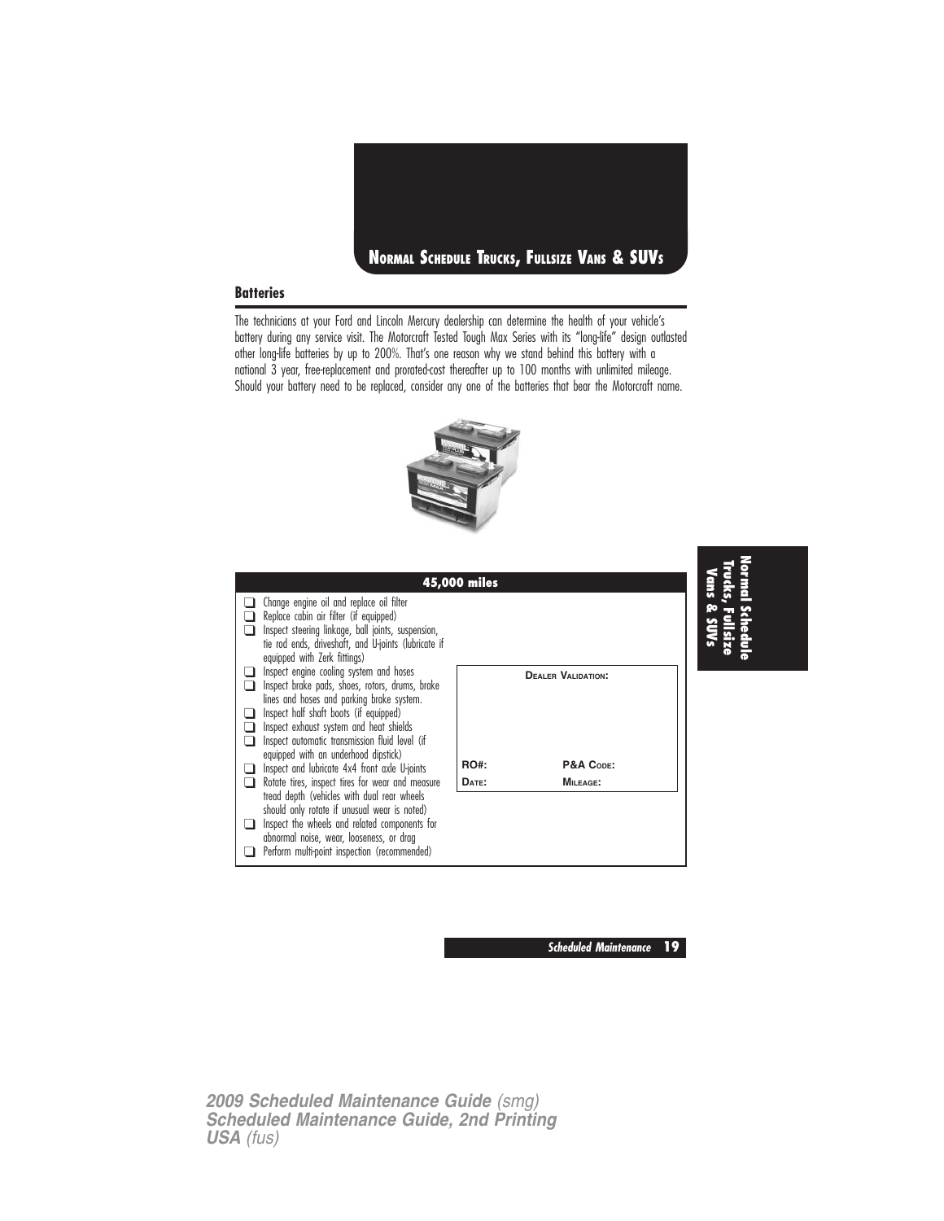## Normal Schedule Trucks, Fullsize Vans & SUVs

### Batteries

The technicians at your Ford and Lincoln Mercury dealership can determine the health of your vehicle's battery during any service visit. The Motorcraft Tested Tough Max Series with its "long-life" design outlasted other long-life batteries by up to 200%. That's one reason why we stand behind this battery with a national 3 year, free-replacement and prorated-cost thereafter up to 100 months with unlimited mileage. Should your battery need to be replaced, consider any one of the batteries that bear the Motorcraft name.

### 45,000 miles

- ❑ Change engine oil and replace oil filter
- ❑ Replace cabin air filter (if equipped)
- ❑ Inspect steering linkage, ball joints, suspension, tie rod ends, driveshaft, and U-joints (lubricate if equipped with Zerk fittings)
- ❑ Inspect engine cooling system and hoses
- ❑ Inspect brake pads, shoes, rotors, drums, brake lines and hoses and parking brake system.
- ❑ Inspect half shaft boots (if equipped)
- ❑ Inspect exhaust system and heat shields
- ❑ Inspect automatic transmission fluid level (if equipped with an underhood dipstick)
- ❑ Inspect and lubricate 4x4 front axle U-joints
- ❑ Rotate tires, inspect tires for wear and measure tread depth (vehicles with dual rear wheels should only rotate if unusual wear is noted)
- ❑ Inspect the wheels and related components for abnormal noise, wear, looseness, or drag
- ❑ Perform multi-point inspection (recommended)

| Dealer Validation: | |
|---|---|
| RO#: | P&A Code: |
| Date: | Mileage: |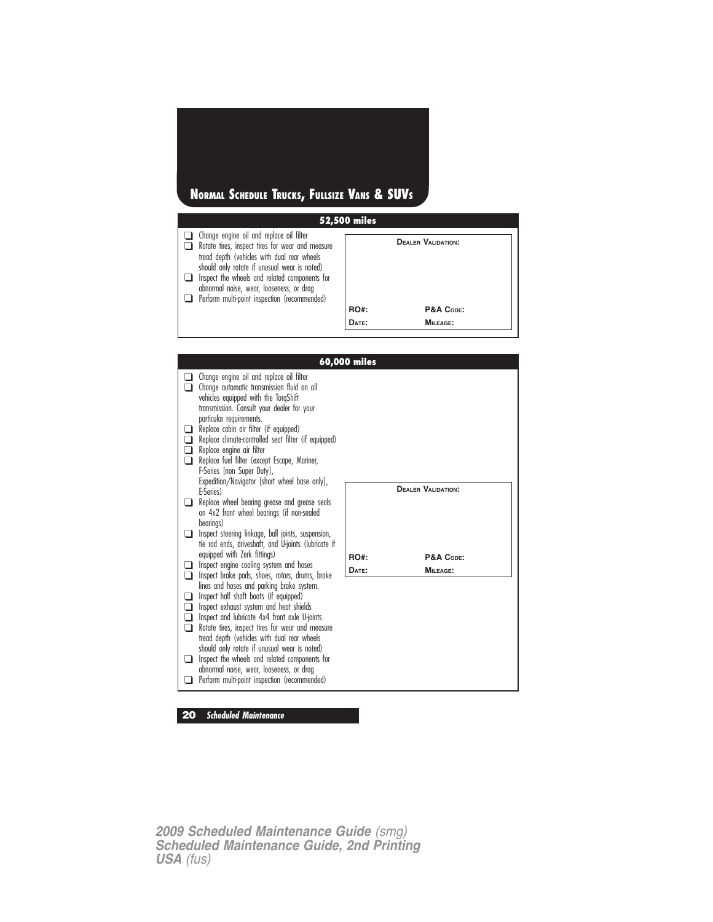## NORMAL SCHEDULE TRUCKS, FULLSIZE VANS & SUVS

### 52,500 miles

- ❑ Change engine oil and replace oil filter
- ❑ Rotate tires, inspect tires for wear and measure tread depth (vehicles with dual rear wheels should only rotate if unusual wear is noted)
- ❑ Inspect the wheels and related components for abnormal noise, wear, looseness, or drag
- ❑ Perform multi-point inspection (recommended)

**DEALER VALIDATION:**

| | |
|---|---|
| **RO#:** | **P&A CODE:** |
| **DATE:** | **MILEAGE:** |

### 60,000 miles

- ❑ Change engine oil and replace oil filter
- ❑ Change automatic transmission fluid on all vehicles equipped with the TorqShift transmission. Consult your dealer for your particular requirements.
- ❑ Replace cabin air filter (if equipped)
- ❑ Replace climate-controlled seat filter (if equipped)
- ❑ Replace engine air filter
- ❑ Replace fuel filter (except Escape, Mariner, F-Series [non Super Duty], Expedition/Navigator [short wheel base only], E-Series)
- ❑ Replace wheel bearing grease and grease seals on 4x2 front wheel bearings (if non-sealed bearings)
- ❑ Inspect steering linkage, ball joints, suspension, tie rod ends, driveshaft, and U-joints (lubricate if equipped with Zerk fittings)
- ❑ Inspect engine cooling system and hoses
- ❑ Inspect brake pads, shoes, rotors, drums, brake lines and hoses and parking brake system.
- ❑ Inspect half shaft boots (if equipped)
- ❑ Inspect exhaust system and heat shields
- ❑ Inspect and lubricate 4x4 front axle U-joints
- ❑ Rotate tires, inspect tires for wear and measure tread depth (vehicles with dual rear wheels should only rotate if unusual wear is noted)
- ❑ Inspect the wheels and related components for abnormal noise, wear, looseness, or drag
- ❑ Perform multi-point inspection (recommended)

**DEALER VALIDATION:**

| | |
|---|---|
| **RO#:** | **P&A CODE:** |
| **DATE:** | **MILEAGE:** |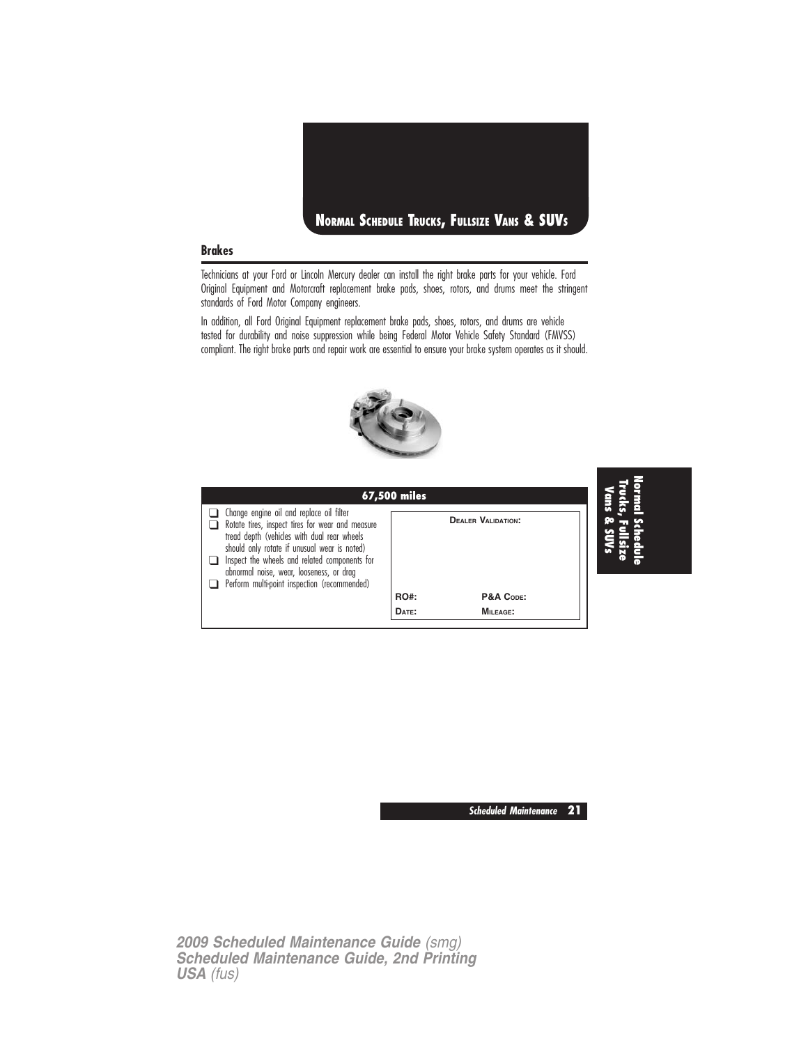## Normal Schedule Trucks, Fullsize Vans & SUVs

### Brakes

Technicians at your Ford or Lincoln Mercury dealer can install the right brake parts for your vehicle. Ford Original Equipment and Motorcraft replacement brake pads, shoes, rotors, and drums meet the stringent standards of Ford Motor Company engineers.

In addition, all Ford Original Equipment replacement brake pads, shoes, rotors, and drums are vehicle tested for durability and noise suppression while being Federal Motor Vehicle Safety Standard (FMVSS) compliant. The right brake parts and repair work are essential to ensure your brake system operates as it should.

| 67,500 miles | |
|---|---|
| ❑ Change engine oil and replace oil filter<br>❑ Rotate tires, inspect tires for wear and measure tread depth (vehicles with dual rear wheels should only rotate if unusual wear is noted)<br>❑ Inspect the wheels and related components for abnormal noise, wear, looseness, or drag<br>❑ Perform multi-point inspection (recommended) | **Dealer Validation:**<br><br>**RO#:** **P&A Code:**<br>**Date:** **Mileage:** |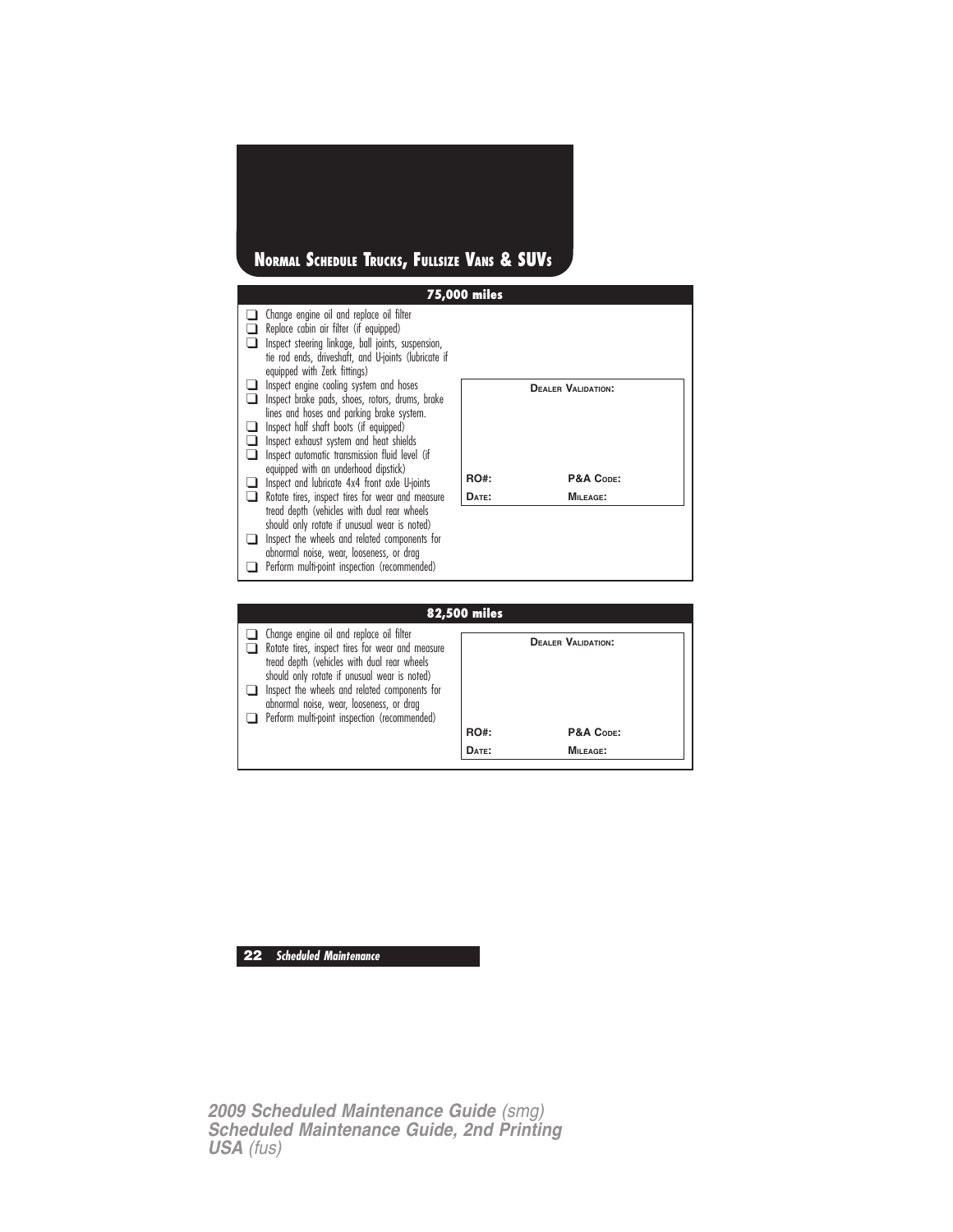## Normal Schedule Trucks, Fullsize Vans & SUVs

### 75,000 miles

- ❑ Change engine oil and replace oil filter
- ❑ Replace cabin air filter (if equipped)
- ❑ Inspect steering linkage, ball joints, suspension, tie rod ends, driveshaft, and U-joints (lubricate if equipped with Zerk fittings)
- ❑ Inspect engine cooling system and hoses
- ❑ Inspect brake pads, shoes, rotors, drums, brake lines and hoses and parking brake system.
- ❑ Inspect half shaft boots (if equipped)
- ❑ Inspect exhaust system and heat shields
- ❑ Inspect automatic transmission fluid level (if equipped with an underhood dipstick)
- ❑ Inspect and lubricate 4x4 front axle U-joints
- ❑ Rotate tires, inspect tires for wear and measure tread depth (vehicles with dual rear wheels should only rotate if unusual wear is noted)
- ❑ Inspect the wheels and related components for abnormal noise, wear, looseness, or drag
- ❑ Perform multi-point inspection (recommended)

**Dealer Validation:**

| | |
|---|---|
| **RO#:** | **P&A Code:** |
| **Date:** | **Mileage:** |

### 82,500 miles

- ❑ Change engine oil and replace oil filter
- ❑ Rotate tires, inspect tires for wear and measure tread depth (vehicles with dual rear wheels should only rotate if unusual wear is noted)
- ❑ Inspect the wheels and related components for abnormal noise, wear, looseness, or drag
- ❑ Perform multi-point inspection (recommended)

**Dealer Validation:**

| | |
|---|---|
| **RO#:** | **P&A Code:** |
| **Date:** | **Mileage:** |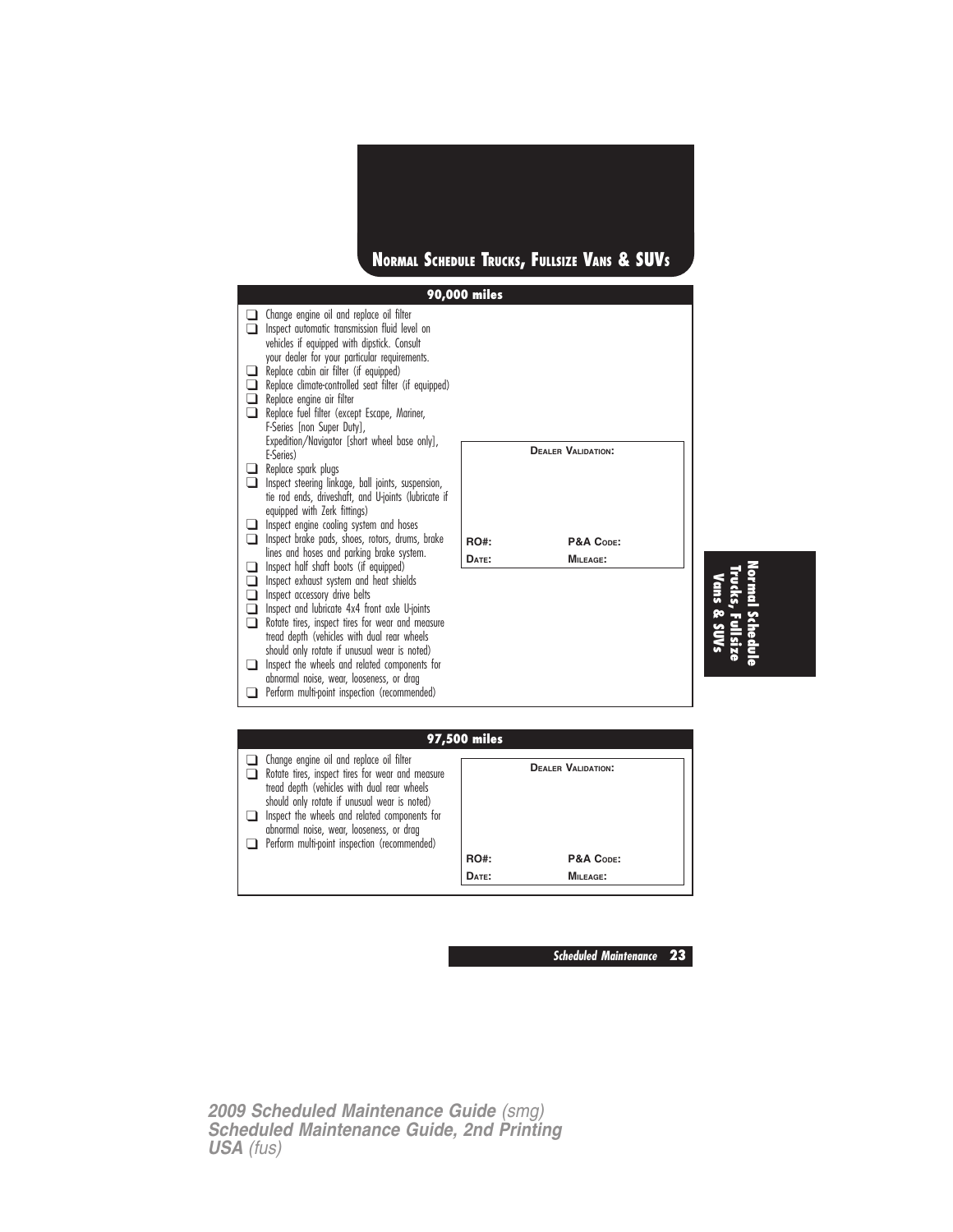# Normal Schedule Trucks, Fullsize Vans & SUVs

## 90,000 miles

- ❑ Change engine oil and replace oil filter
- ❑ Inspect automatic transmission fluid level on vehicles if equipped with dipstick. Consult your dealer for your particular requirements.
- ❑ Replace cabin air filter (if equipped)
- ❑ Replace climate-controlled seat filter (if equipped)
- ❑ Replace engine air filter
- ❑ Replace fuel filter (except Escape, Mariner, F-Series [non Super Duty], Expedition/Navigator [short wheel base only], E-Series)
- ❑ Replace spark plugs
- ❑ Inspect steering linkage, ball joints, suspension, tie rod ends, driveshaft, and U-joints (lubricate if equipped with Zerk fittings)
- ❑ Inspect engine cooling system and hoses
- ❑ Inspect brake pads, shoes, rotors, drums, brake lines and hoses and parking brake system.
- ❑ Inspect half shaft boots (if equipped)
- ❑ Inspect exhaust system and heat shields
- ❑ Inspect accessory drive belts
- ❑ Inspect and lubricate 4x4 front axle U-joints
- ❑ Rotate tires, inspect tires for wear and measure tread depth (vehicles with dual rear wheels should only rotate if unusual wear is noted)
- ❑ Inspect the wheels and related components for abnormal noise, wear, looseness, or drag
- ❑ Perform multi-point inspection (recommended)

**Dealer Validation:**

| | |
|---|---|
| **RO#:** | **P&A Code:** |
| **Date:** | **Mileage:** |

## 97,500 miles

- ❑ Change engine oil and replace oil filter
- ❑ Rotate tires, inspect tires for wear and measure tread depth (vehicles with dual rear wheels should only rotate if unusual wear is noted)
- ❑ Inspect the wheels and related components for abnormal noise, wear, looseness, or drag
- ❑ Perform multi-point inspection (recommended)

**Dealer Validation:**

| | |
|---|---|
| **RO#:** | **P&A Code:** |
| **Date:** | **Mileage:** |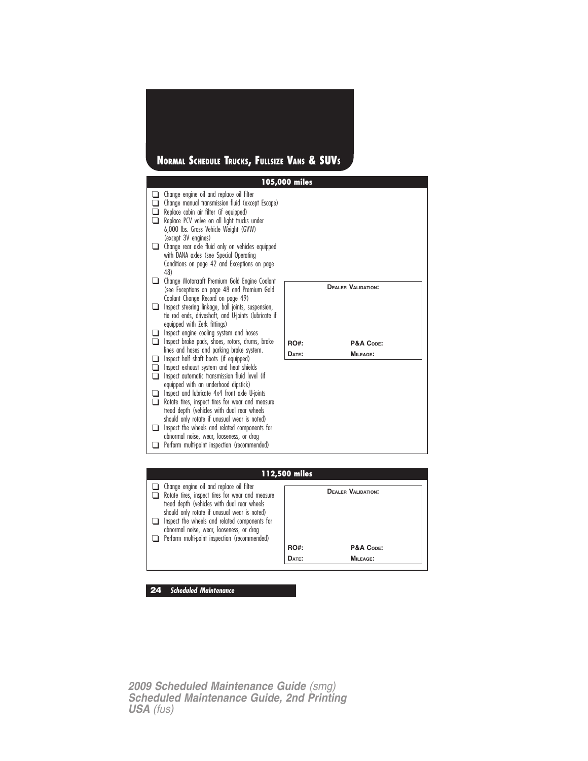# Normal Schedule Trucks, Fullsize Vans & SUVs

## 105,000 miles

- ❑ Change engine oil and replace oil filter
- ❑ Change manual transmission fluid (except Escape)
- ❑ Replace cabin air filter (if equipped)
- ❑ Replace PCV valve on all light trucks under 6,000 lbs. Gross Vehicle Weight (GVW) (except 3V engines)
- ❑ Change rear axle fluid only on vehicles equipped with DANA axles (see Special Operating Conditions on page 42 and Exceptions on page 48)
- ❑ Change Motorcraft Premium Gold Engine Coolant (see Exceptions on page 48 and Premium Gold Coolant Change Record on page 49)
- ❑ Inspect steering linkage, ball joints, suspension, tie rod ends, driveshaft, and U-joints (lubricate if equipped with Zerk fittings)
- ❑ Inspect engine cooling system and hoses
- ❑ Inspect brake pads, shoes, rotors, drums, brake lines and hoses and parking brake system.
- ❑ Inspect half shaft boots (if equipped)
- ❑ Inspect exhaust system and heat shields
- ❑ Inspect automatic transmission fluid level (if equipped with an underhood dipstick)
- ❑ Inspect and lubricate 4x4 front axle U-joints
- ❑ Rotate tires, inspect tires for wear and measure tread depth (vehicles with dual rear wheels should only rotate if unusual wear is noted)
- ❑ Inspect the wheels and related components for abnormal noise, wear, looseness, or drag
- ❑ Perform multi-point inspection (recommended)

**DEALER VALIDATION:**

| | |
|---|---|
| **RO#:** | **P&A CODE:** |
| **DATE:** | **MILEAGE:** |

## 112,500 miles

- ❑ Change engine oil and replace oil filter
- ❑ Rotate tires, inspect tires for wear and measure tread depth (vehicles with dual rear wheels should only rotate if unusual wear is noted)
- ❑ Inspect the wheels and related components for abnormal noise, wear, looseness, or drag
- ❑ Perform multi-point inspection (recommended)

**DEALER VALIDATION:**

| | |
|---|---|
| **RO#:** | **P&A CODE:** |
| **DATE:** | **MILEAGE:** |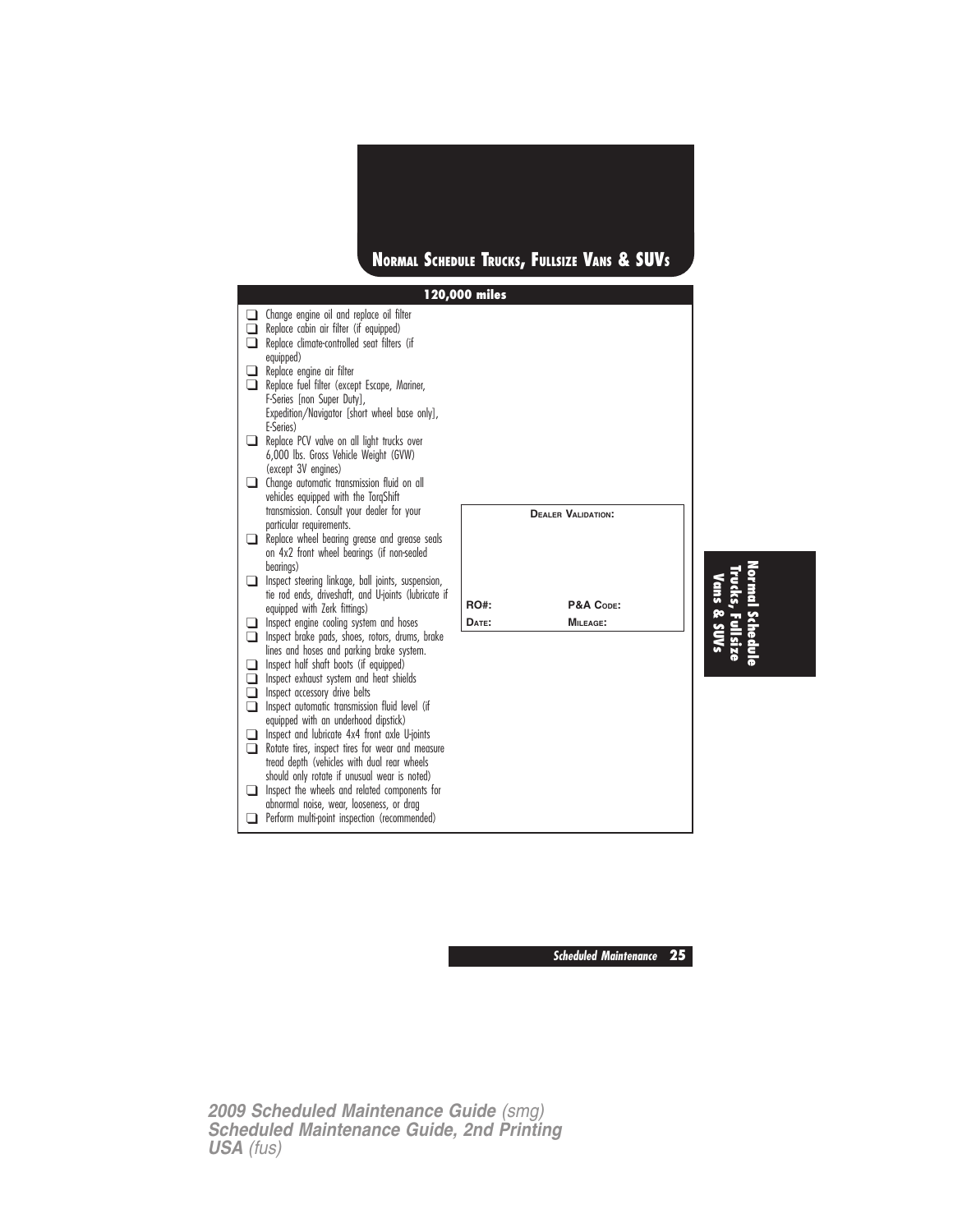# Normal Schedule Trucks, Fullsize Vans & SUVs

## 120,000 miles

- ❑ Change engine oil and replace oil filter
- ❑ Replace cabin air filter (if equipped)
- ❑ Replace climate-controlled seat filters (if equipped)
- ❑ Replace engine air filter
- ❑ Replace fuel filter (except Escape, Mariner, F-Series [non Super Duty], Expedition/Navigator [short wheel base only], E-Series)
- ❑ Replace PCV valve on all light trucks over 6,000 lbs. Gross Vehicle Weight (GVW) (except 3V engines)
- ❑ Change automatic transmission fluid on all vehicles equipped with the TorqShift transmission. Consult your dealer for your particular requirements.
- ❑ Replace wheel bearing grease and grease seals on 4x2 front wheel bearings (if non-sealed bearings)
- ❑ Inspect steering linkage, ball joints, suspension, tie rod ends, driveshaft, and U-joints (lubricate if equipped with Zerk fittings)
- ❑ Inspect engine cooling system and hoses
- ❑ Inspect brake pads, shoes, rotors, drums, brake lines and hoses and parking brake system.
- ❑ Inspect half shaft boots (if equipped)
- ❑ Inspect exhaust system and heat shields
- ❑ Inspect accessory drive belts
- ❑ Inspect automatic transmission fluid level (if equipped with an underhood dipstick)
- ❑ Inspect and lubricate 4x4 front axle U-joints
- ❑ Rotate tires, inspect tires for wear and measure tread depth (vehicles with dual rear wheels should only rotate if unusual wear is noted)
- ❑ Inspect the wheels and related components for abnormal noise, wear, looseness, or drag
- ❑ Perform multi-point inspection (recommended)

| Dealer Validation: | |
|---|---|
| RO#: | P&A Code: |
| Date: | Mileage: |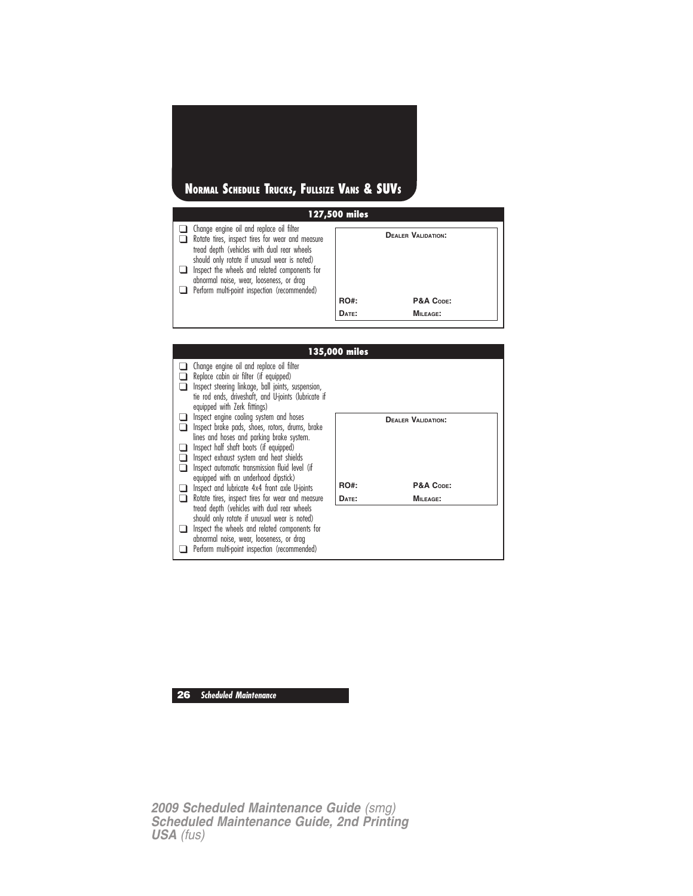## Normal Schedule Trucks, Fullsize Vans & SUVs

### 127,500 miles

- ❑ Change engine oil and replace oil filter
- ❑ Rotate tires, inspect tires for wear and measure tread depth (vehicles with dual rear wheels should only rotate if unusual wear is noted)
- ❑ Inspect the wheels and related components for abnormal noise, wear, looseness, or drag
- ❑ Perform multi-point inspection (recommended)

**Dealer Validation:**

| | |
|---|---|
| **RO#:** | **P&A Code:** |
| **Date:** | **Mileage:** |

### 135,000 miles

- ❑ Change engine oil and replace oil filter
- ❑ Replace cabin air filter (if equipped)
- ❑ Inspect steering linkage, ball joints, suspension, tie rod ends, driveshaft, and U-joints (lubricate if equipped with Zerk fittings)
- ❑ Inspect engine cooling system and hoses
- ❑ Inspect brake pads, shoes, rotors, drums, brake lines and hoses and parking brake system.
- ❑ Inspect half shaft boots (if equipped)
- ❑ Inspect exhaust system and heat shields
- ❑ Inspect automatic transmission fluid level (if equipped with an underhood dipstick)
- ❑ Inspect and lubricate 4x4 front axle U-joints
- ❑ Rotate tires, inspect tires for wear and measure tread depth (vehicles with dual rear wheels should only rotate if unusual wear is noted)
- ❑ Inspect the wheels and related components for abnormal noise, wear, looseness, or drag
- ❑ Perform multi-point inspection (recommended)

**Dealer Validation:**

| | |
|---|---|
| **RO#:** | **P&A Code:** |
| **Date:** | **Mileage:** |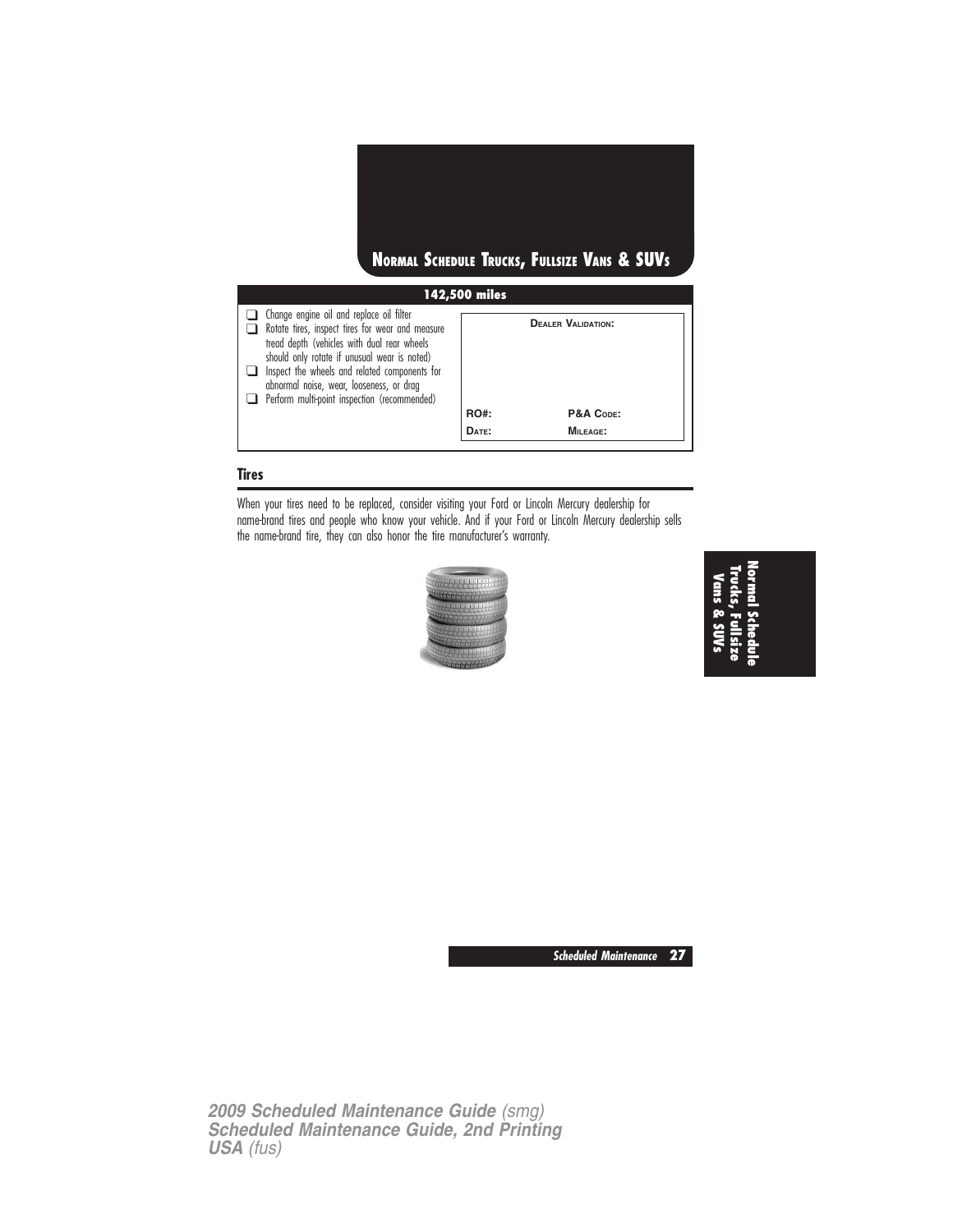## Normal Schedule Trucks, Fullsize Vans & SUVs

| 142,500 miles | | |
|---|---|---|
| ❑ Change engine oil and replace oil filter<br>❑ Rotate tires, inspect tires for wear and measure tread depth (vehicles with dual rear wheels should only rotate if unusual wear is noted)<br>❑ Inspect the wheels and related components for abnormal noise, wear, looseness, or drag<br>❑ Perform multi-point inspection (recommended) | **Dealer Validation:** | |
| | **RO#:** | **P&A Code:** |
| | **Date:** | **Mileage:** |

### Tires

When your tires need to be replaced, consider visiting your Ford or Lincoln Mercury dealership for name-brand tires and people who know your vehicle. And if your Ford or Lincoln Mercury dealership sells the name-brand tire, they can also honor the tire manufacturer's warranty.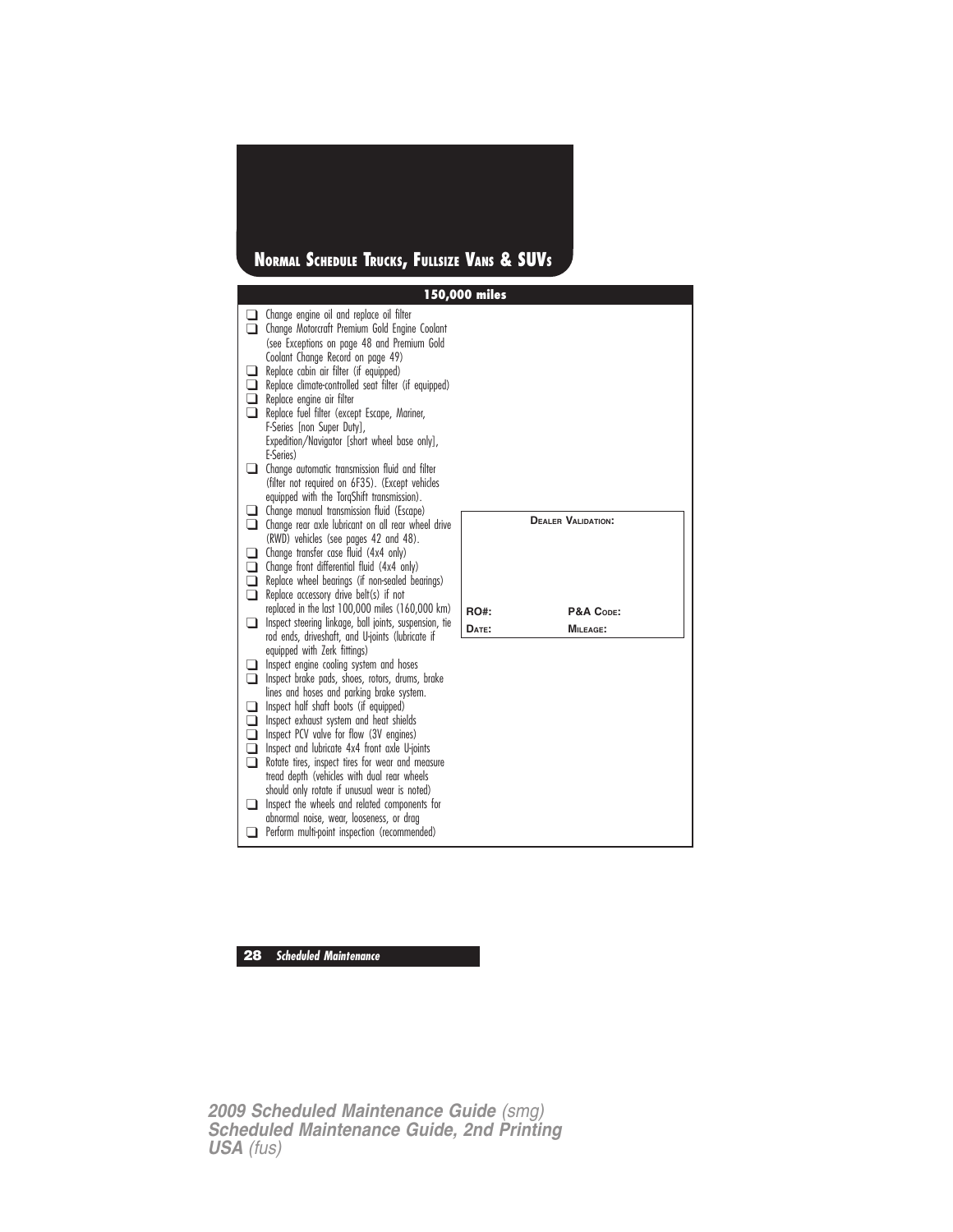## Normal Schedule Trucks, Fullsize Vans & SUVs

### 150,000 miles

- ❑ Change engine oil and replace oil filter
- ❑ Change Motorcraft Premium Gold Engine Coolant (see Exceptions on page 48 and Premium Gold Coolant Change Record on page 49)
- ❑ Replace cabin air filter (if equipped)
- ❑ Replace climate-controlled seat filter (if equipped)
- ❑ Replace engine air filter
- ❑ Replace fuel filter (except Escape, Mariner, F-Series [non Super Duty], Expedition/Navigator [short wheel base only], E-Series)
- ❑ Change automatic transmission fluid and filter (filter not required on 6F35). (Except vehicles equipped with the TorqShift transmission).
- ❑ Change manual transmission fluid (Escape)
- ❑ Change rear axle lubricant on all rear wheel drive (RWD) vehicles (see pages 42 and 48).
- ❑ Change transfer case fluid (4x4 only)
- ❑ Change front differential fluid (4x4 only)
- ❑ Replace wheel bearings (if non-sealed bearings)
- ❑ Replace accessory drive belt(s) if not replaced in the last 100,000 miles (160,000 km)
- ❑ Inspect steering linkage, ball joints, suspension, tie rod ends, driveshaft, and U-joints (lubricate if equipped with Zerk fittings)
- ❑ Inspect engine cooling system and hoses
- ❑ Inspect brake pads, shoes, rotors, drums, brake lines and hoses and parking brake system.
- ❑ Inspect half shaft boots (if equipped)
- ❑ Inspect exhaust system and heat shields
- ❑ Inspect PCV valve for flow (3V engines)
- ❑ Inspect and lubricate 4x4 front axle U-joints
- ❑ Rotate tires, inspect tires for wear and measure tread depth (vehicles with dual rear wheels should only rotate if unusual wear is noted)
- ❑ Inspect the wheels and related components for abnormal noise, wear, looseness, or drag
- ❑ Perform multi-point inspection (recommended)

| Dealer Validation: | |
|---|---|
| RO#: | P&A Code: |
| Date: | Mileage: |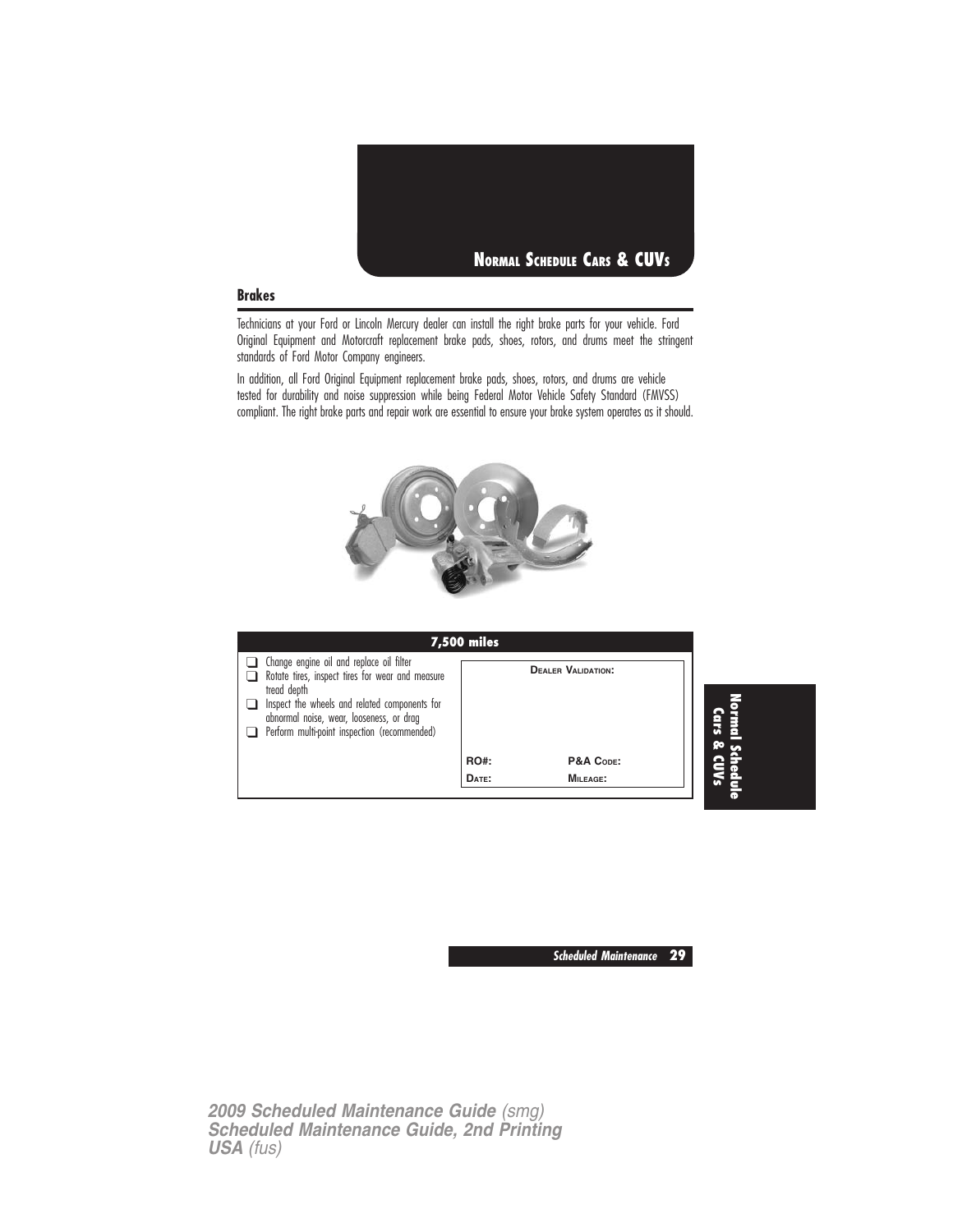## NORMAL SCHEDULE CARS & CUVS

### Brakes

Technicians at your Ford or Lincoln Mercury dealer can install the right brake parts for your vehicle. Ford Original Equipment and Motorcraft replacement brake pads, shoes, rotors, and drums meet the stringent standards of Ford Motor Company engineers.

In addition, all Ford Original Equipment replacement brake pads, shoes, rotors, and drums are vehicle tested for durability and noise suppression while being Federal Motor Vehicle Safety Standard (FMVSS) compliant. The right brake parts and repair work are essential to ensure your brake system operates as it should.

| 7,500 miles | |
|---|---|
| ❑ Change engine oil and replace oil filter<br>❑ Rotate tires, inspect tires for wear and measure tread depth<br>❑ Inspect the wheels and related components for abnormal noise, wear, looseness, or drag<br>❑ Perform multi-point inspection (recommended) | DEALER VALIDATION:<br><br>RO#: P&A CODE:<br>DATE: MILEAGE: |

Normal Schedule Cars & CUVs

2009 Scheduled Maintenance Guide (smg)
Scheduled Maintenance Guide, 2nd Printing
USA (fus)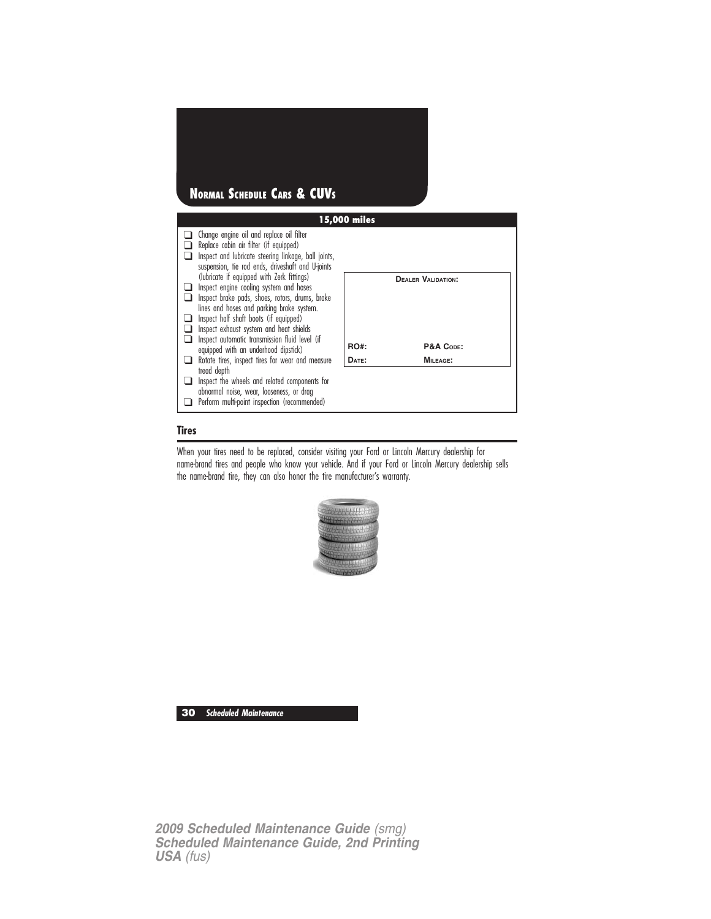# Normal Schedule Cars & CUVs

## 15,000 miles

- ❑ Change engine oil and replace oil filter
- ❑ Replace cabin air filter (if equipped)
- ❑ Inspect and lubricate steering linkage, ball joints, suspension, tie rod ends, driveshaft and U-joints (lubricate if equipped with Zerk fittings)
- ❑ Inspect engine cooling system and hoses
- ❑ Inspect brake pads, shoes, rotors, drums, brake lines and hoses and parking brake system.
- ❑ Inspect half shaft boots (if equipped)
- ❑ Inspect exhaust system and heat shields
- ❑ Inspect automatic transmission fluid level (if equipped with an underhood dipstick)
- ❑ Rotate tires, inspect tires for wear and measure tread depth
- ❑ Inspect the wheels and related components for abnormal noise, wear, looseness, or drag
- ❑ Perform multi-point inspection (recommended)

| Dealer Validation: | |
|---|---|
| RO#: | P&A Code: |
| Date: | Mileage: |

## Tires

When your tires need to be replaced, consider visiting your Ford or Lincoln Mercury dealership for name-brand tires and people who know your vehicle. And if your Ford or Lincoln Mercury dealership sells the name-brand tire, they can also honor the tire manufacturer's warranty.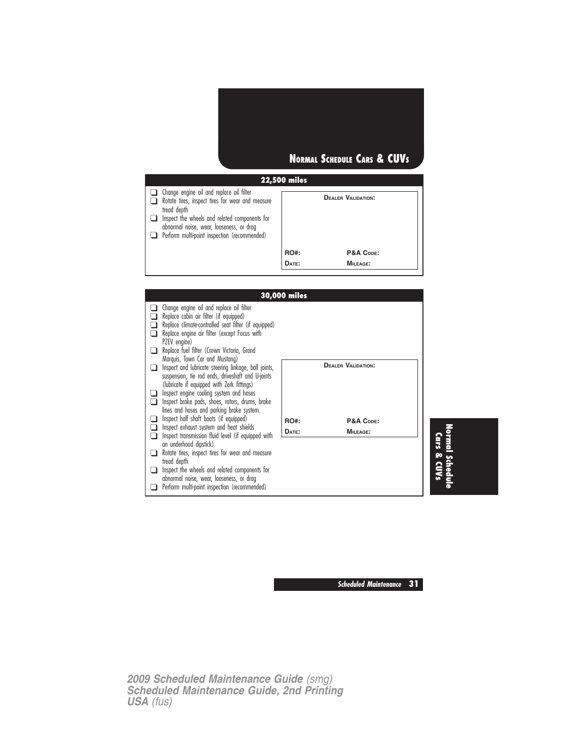# NORMAL SCHEDULE CARS & CUVS

## 22,500 miles

- ❑ Change engine oil and replace oil filter
- ❑ Rotate tires, inspect tires for wear and measure tread depth
- ❑ Inspect the wheels and related components for abnormal noise, wear, looseness, or drag
- ❑ Perform multi-point inspection (recommended)

**DEALER VALIDATION:**

| | |
|---|---|
| **RO#:** | **P&A CODE:** |
| **DATE:** | **MILEAGE:** |

## 30,000 miles

- ❑ Change engine oil and replace oil filter
- ❑ Replace cabin air filter (if equipped)
- ❑ Replace climate-controlled seat filter (if equipped)
- ❑ Replace engine air filter (except Focus with PZEV engine)
- ❑ Replace fuel filter (Crown Victoria, Grand Marquis, Town Car and Mustang)
- ❑ Inspect and lubricate steering linkage, ball joints, suspension, tie rod ends, driveshaft and U-joints (lubricate if equipped with Zerk fittings)
- ❑ Inspect engine cooling system and hoses
- ❑ Inspect brake pads, shoes, rotors, drums, brake lines and hoses and parking brake system.
- ❑ Inspect half shaft boots (if equipped)
- ❑ Inspect exhaust system and heat shields
- ❑ Inspect transmission fluid level (if equipped with an underhood dipstick).
- ❑ Rotate tires, inspect tires for wear and measure tread depth
- ❑ Inspect the wheels and related components for abnormal noise, wear, looseness, or drag
- ❑ Perform multi-point inspection (recommended)

**DEALER VALIDATION:**

| | |
|---|---|
| **RO#:** | **P&A CODE:** |
| **DATE:** | **MILEAGE:** |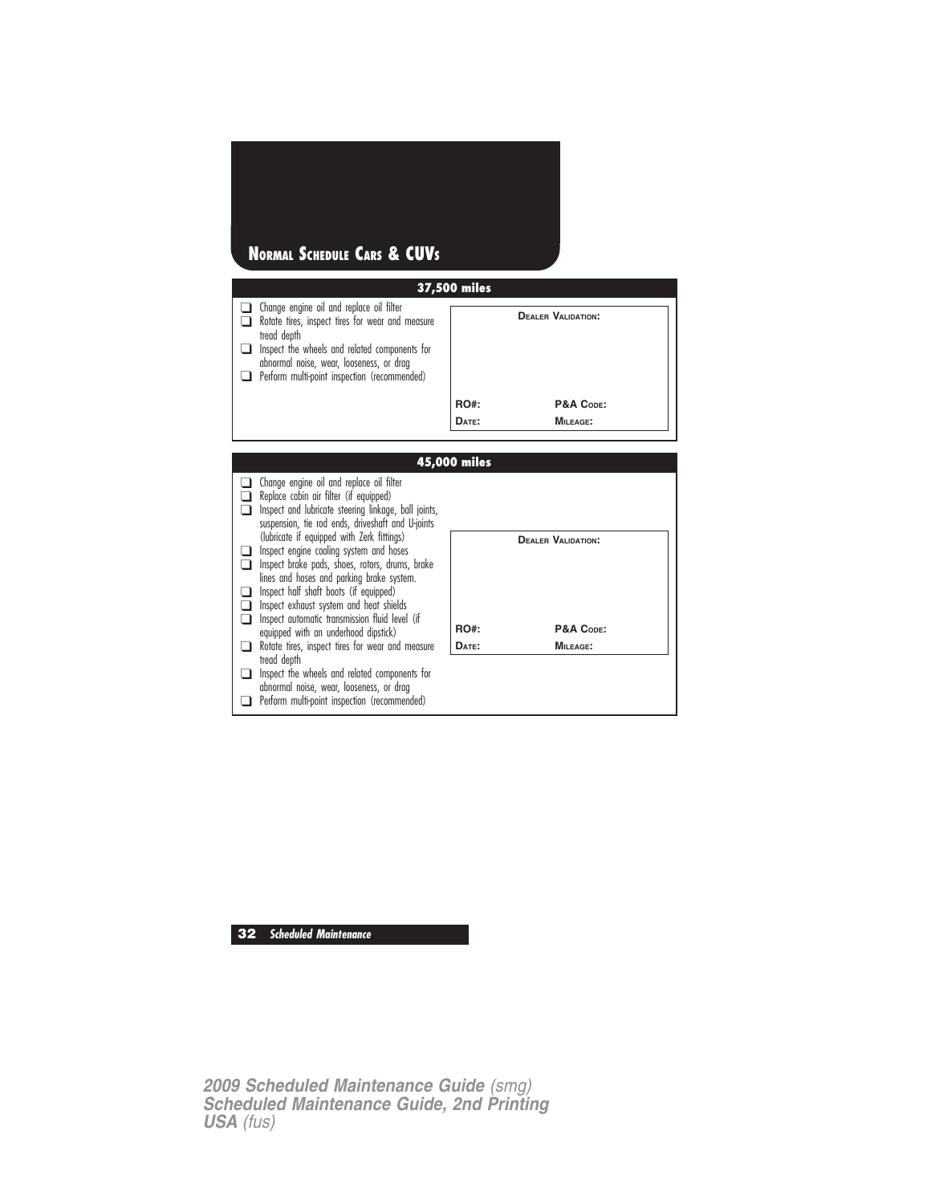# Normal Schedule Cars & CUVs

## 37,500 miles

- ❑ Change engine oil and replace oil filter
- ❑ Rotate tires, inspect tires for wear and measure tread depth
- ❑ Inspect the wheels and related components for abnormal noise, wear, looseness, or drag
- ❑ Perform multi-point inspection (recommended)

**Dealer Validation:**

| **RO#:** | **P&A Code:** |
| --- | --- |
| **Date:** | **Mileage:** |

## 45,000 miles

- ❑ Change engine oil and replace oil filter
- ❑ Replace cabin air filter (if equipped)
- ❑ Inspect and lubricate steering linkage, ball joints, suspension, tie rod ends, driveshaft and U-joints (lubricate if equipped with Zerk fittings)
- ❑ Inspect engine cooling system and hoses
- ❑ Inspect brake pads, shoes, rotors, drums, brake lines and hoses and parking brake system.
- ❑ Inspect half shaft boots (if equipped)
- ❑ Inspect exhaust system and heat shields
- ❑ Inspect automatic transmission fluid level (if equipped with an underhood dipstick)
- ❑ Rotate tires, inspect tires for wear and measure tread depth
- ❑ Inspect the wheels and related components for abnormal noise, wear, looseness, or drag
- ❑ Perform multi-point inspection (recommended)

**Dealer Validation:**

| **RO#:** | **P&A Code:** |
| --- | --- |
| **Date:** | **Mileage:** |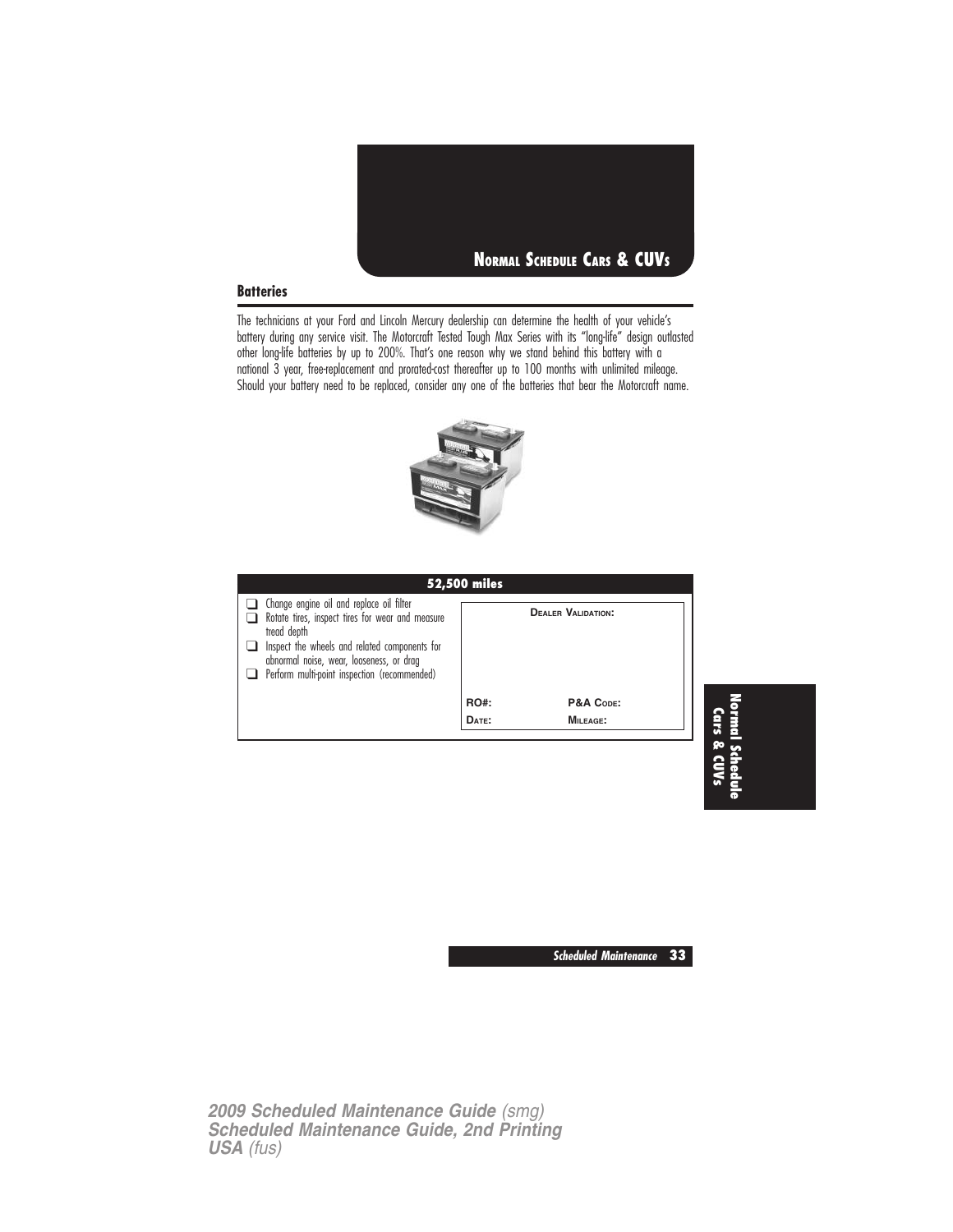## NORMAL SCHEDULE CARS & CUVS

### Batteries

The technicians at your Ford and Lincoln Mercury dealership can determine the health of your vehicle's battery during any service visit. The Motorcraft Tested Tough Max Series with its "long-life" design outlasted other long-life batteries by up to 200%. That's one reason why we stand behind this battery with a national 3 year, free-replacement and prorated-cost thereafter up to 100 months with unlimited mileage. Should your battery need to be replaced, consider any one of the batteries that bear the Motorcraft name.

| 52,500 miles | |
|---|---|
| ❑ Change engine oil and replace oil filter<br>❑ Rotate tires, inspect tires for wear and measure tread depth<br>❑ Inspect the wheels and related components for abnormal noise, wear, looseness, or drag<br>❑ Perform multi-point inspection (recommended) | **DEALER VALIDATION:**<br><br>**RO#:** &nbsp;&nbsp;&nbsp; **P&A CODE:**<br>**DATE:** &nbsp;&nbsp;&nbsp; **MILEAGE:** |

**Normal Schedule Cars & CUVs**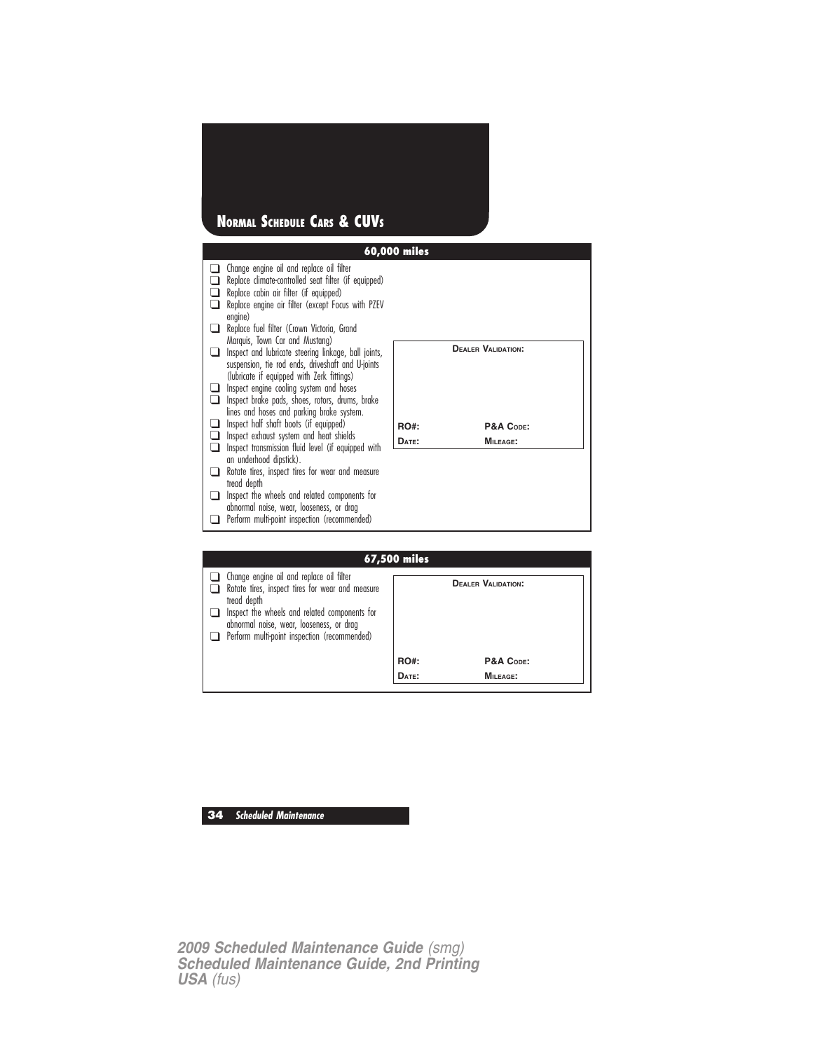# Normal Schedule Cars & CUVs

## 60,000 miles

- ❑ Change engine oil and replace oil filter
- ❑ Replace climate-controlled seat filter (if equipped)
- ❑ Replace cabin air filter (if equipped)
- ❑ Replace engine air filter (except Focus with PZEV engine)
- ❑ Replace fuel filter (Crown Victoria, Grand Marquis, Town Car and Mustang)
- ❑ Inspect and lubricate steering linkage, ball joints, suspension, tie rod ends, driveshaft and U-joints (lubricate if equipped with Zerk fittings)
- ❑ Inspect engine cooling system and hoses
- ❑ Inspect brake pads, shoes, rotors, drums, brake lines and hoses and parking brake system.
- ❑ Inspect half shaft boots (if equipped)
- ❑ Inspect exhaust system and heat shields
- ❑ Inspect transmission fluid level (if equipped with an underhood dipstick).
- ❑ Rotate tires, inspect tires for wear and measure tread depth
- ❑ Inspect the wheels and related components for abnormal noise, wear, looseness, or drag
- ❑ Perform multi-point inspection (recommended)

**Dealer Validation:**

| | |
|---|---|
| **RO#:** | **P&A Code:** |
| **Date:** | **Mileage:** |

## 67,500 miles

- ❑ Change engine oil and replace oil filter
- ❑ Rotate tires, inspect tires for wear and measure tread depth
- ❑ Inspect the wheels and related components for abnormal noise, wear, looseness, or drag
- ❑ Perform multi-point inspection (recommended)

**Dealer Validation:**

| | |
|---|---|
| **RO#:** | **P&A Code:** |
| **Date:** | **Mileage:** |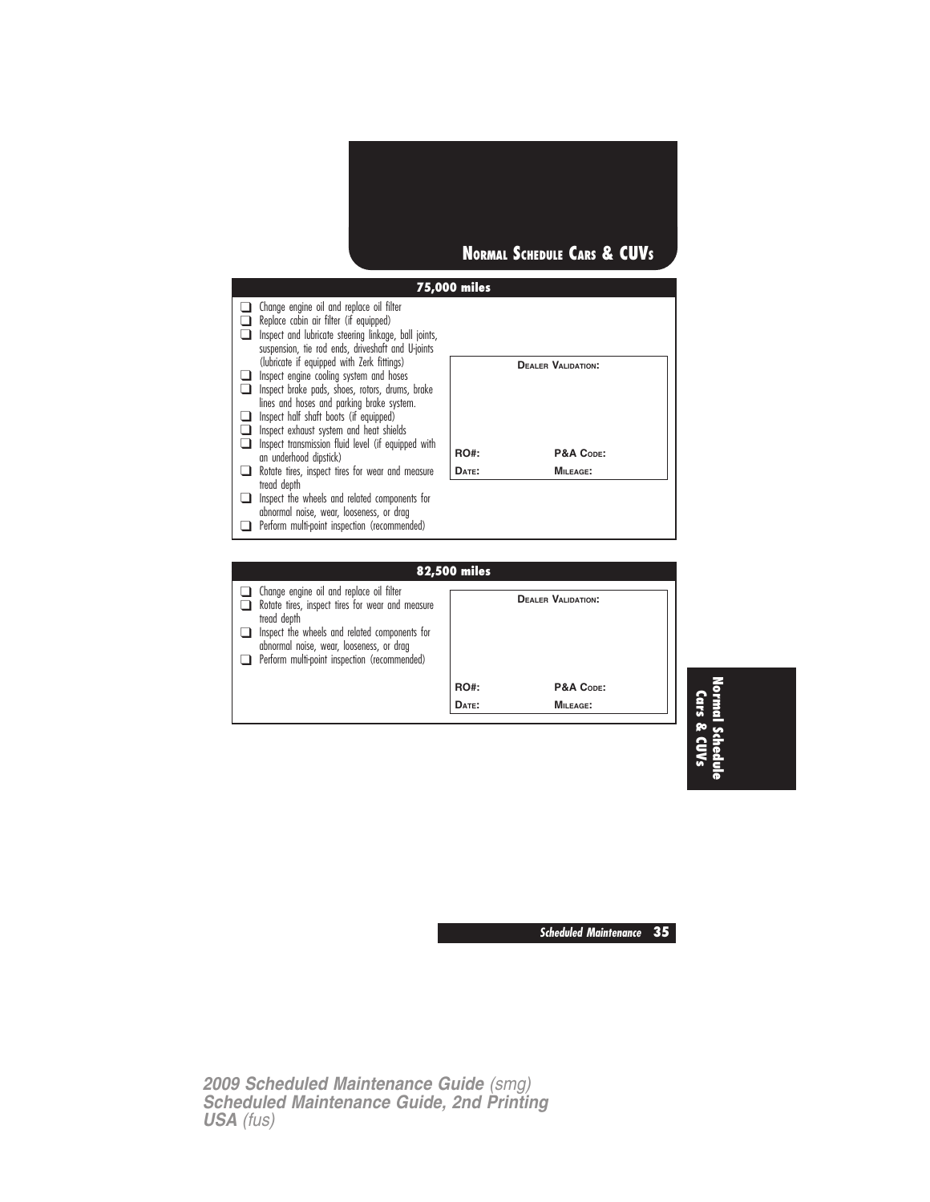## Normal Schedule Cars & CUVs

### 75,000 miles

- ❑ Change engine oil and replace oil filter
- ❑ Replace cabin air filter (if equipped)
- ❑ Inspect and lubricate steering linkage, ball joints, suspension, tie rod ends, driveshaft and U-joints (lubricate if equipped with Zerk fittings)
- ❑ Inspect engine cooling system and hoses
- ❑ Inspect brake pads, shoes, rotors, drums, brake lines and hoses and parking brake system.
- ❑ Inspect half shaft boots (if equipped)
- ❑ Inspect exhaust system and heat shields
- ❑ Inspect transmission fluid level (if equipped with an underhood dipstick)
- ❑ Rotate tires, inspect tires for wear and measure tread depth
- ❑ Inspect the wheels and related components for abnormal noise, wear, looseness, or drag
- ❑ Perform multi-point inspection (recommended)

| Dealer Validation: | |
|---|---|
| RO#: | P&A Code: |
| Date: | Mileage: |

### 82,500 miles

- ❑ Change engine oil and replace oil filter
- ❑ Rotate tires, inspect tires for wear and measure tread depth
- ❑ Inspect the wheels and related components for abnormal noise, wear, looseness, or drag
- ❑ Perform multi-point inspection (recommended)

| Dealer Validation: | |
|---|---|
| RO#: | P&A Code: |
| Date: | Mileage: |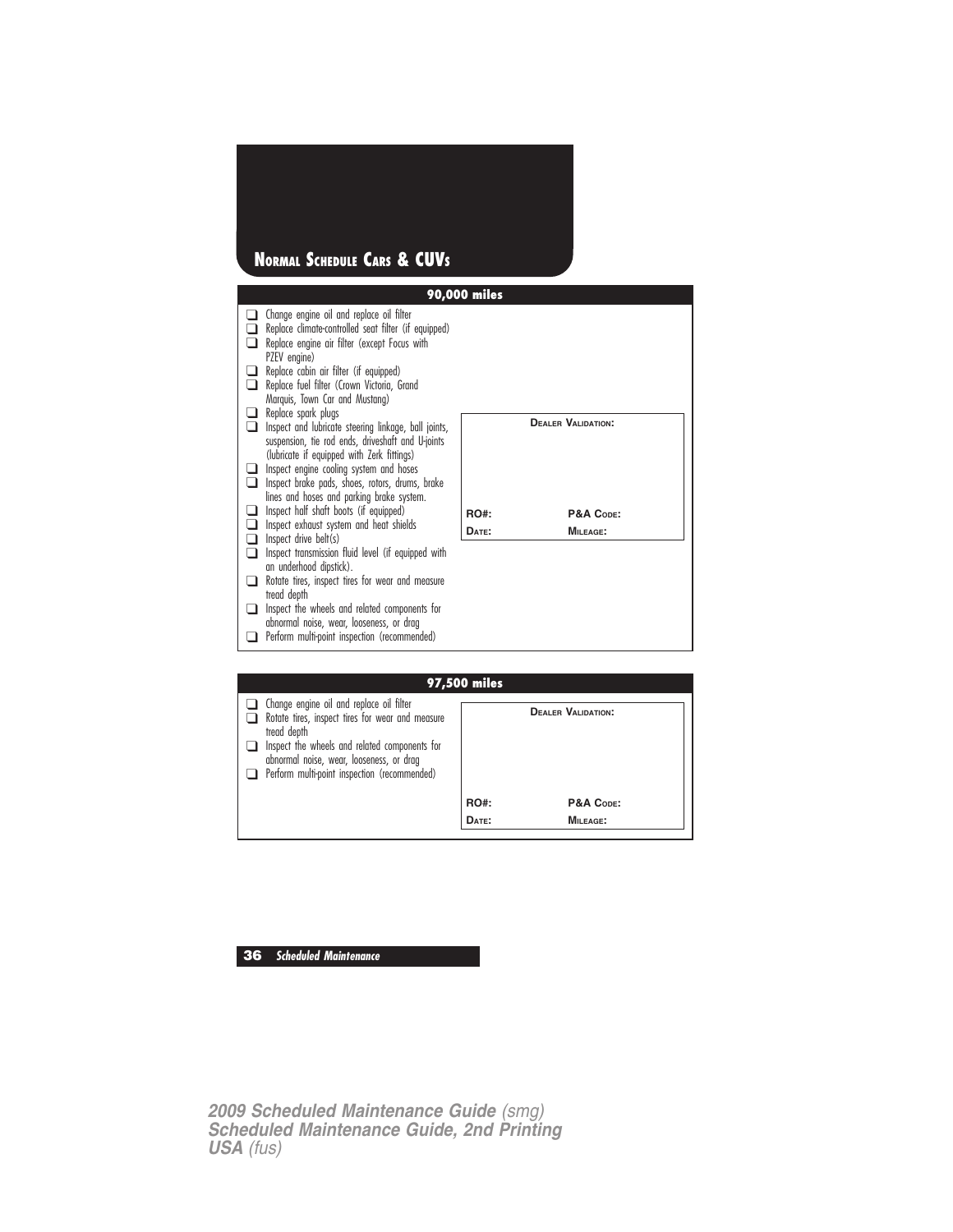# Normal Schedule Cars & CUVs

## 90,000 miles

- ❑ Change engine oil and replace oil filter
- ❑ Replace climate-controlled seat filter (if equipped)
- ❑ Replace engine air filter (except Focus with PZEV engine)
- ❑ Replace cabin air filter (if equipped)
- ❑ Replace fuel filter (Crown Victoria, Grand Marquis, Town Car and Mustang)
- ❑ Replace spark plugs
- ❑ Inspect and lubricate steering linkage, ball joints, suspension, tie rod ends, driveshaft and U-joints (lubricate if equipped with Zerk fittings)
- ❑ Inspect engine cooling system and hoses
- ❑ Inspect brake pads, shoes, rotors, drums, brake lines and hoses and parking brake system.
- ❑ Inspect half shaft boots (if equipped)
- ❑ Inspect exhaust system and heat shields
- ❑ Inspect drive belt(s)
- ❑ Inspect transmission fluid level (if equipped with an underhood dipstick).
- ❑ Rotate tires, inspect tires for wear and measure tread depth
- ❑ Inspect the wheels and related components for abnormal noise, wear, looseness, or drag
- ❑ Perform multi-point inspection (recommended)

**Dealer Validation:**

| | |
|---|---|
| **RO#:** | **P&A Code:** |
| **Date:** | **Mileage:** |

## 97,500 miles

- ❑ Change engine oil and replace oil filter
- ❑ Rotate tires, inspect tires for wear and measure tread depth
- ❑ Inspect the wheels and related components for abnormal noise, wear, looseness, or drag
- ❑ Perform multi-point inspection (recommended)

**Dealer Validation:**

| | |
|---|---|
| **RO#:** | **P&A Code:** |
| **Date:** | **Mileage:** |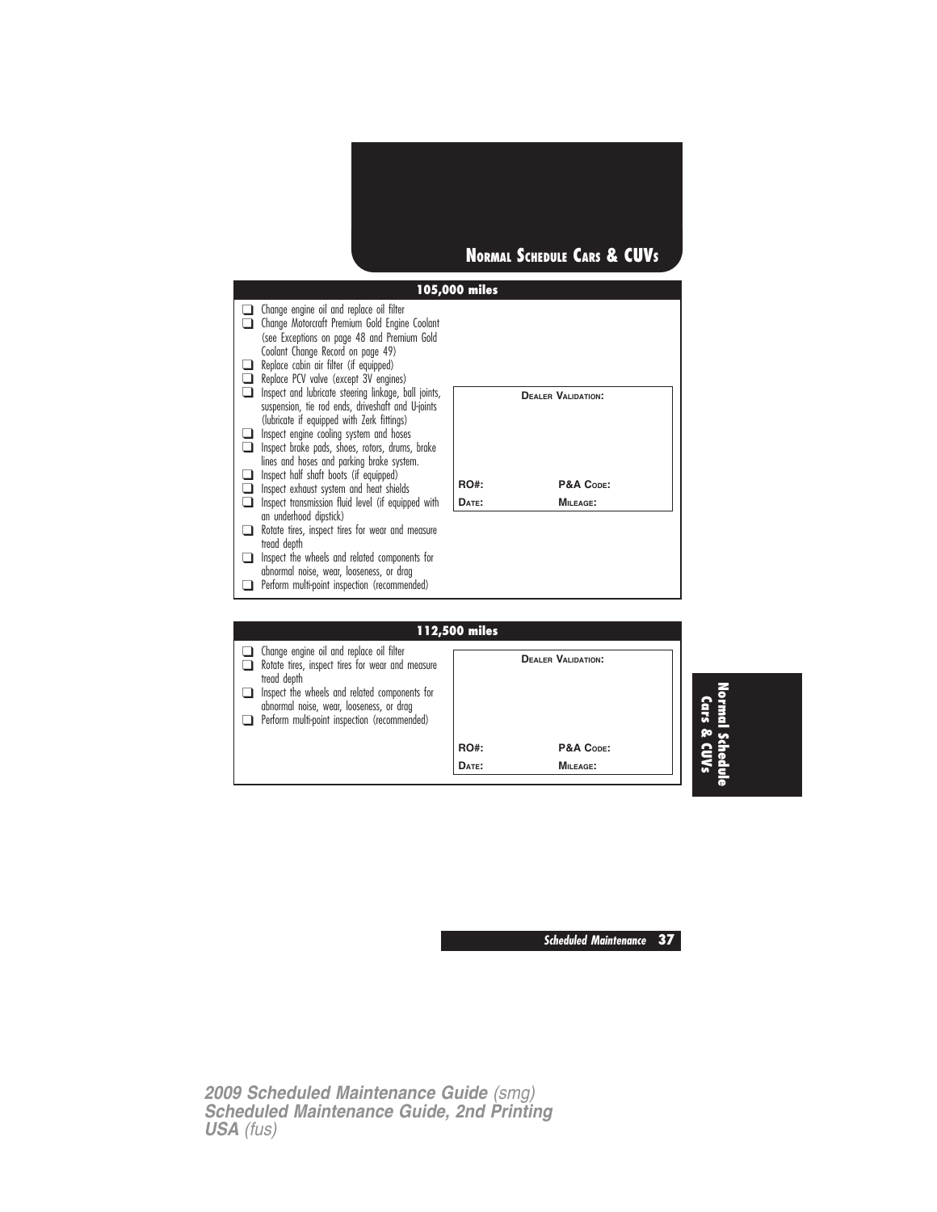## Normal Schedule Cars & CUVs

### 105,000 miles

- ❑ Change engine oil and replace oil filter
- ❑ Change Motorcraft Premium Gold Engine Coolant (see Exceptions on page 48 and Premium Gold Coolant Change Record on page 49)
- ❑ Replace cabin air filter (if equipped)
- ❑ Replace PCV valve (except 3V engines)
- ❑ Inspect and lubricate steering linkage, ball joints, suspension, tie rod ends, driveshaft and U-joints (lubricate if equipped with Zerk fittings)
- ❑ Inspect engine cooling system and hoses
- ❑ Inspect brake pads, shoes, rotors, drums, brake lines and hoses and parking brake system.
- ❑ Inspect half shaft boots (if equipped)
- ❑ Inspect exhaust system and heat shields
- ❑ Inspect transmission fluid level (if equipped with an underhood dipstick)
- ❑ Rotate tires, inspect tires for wear and measure tread depth
- ❑ Inspect the wheels and related components for abnormal noise, wear, looseness, or drag
- ❑ Perform multi-point inspection (recommended)

**Dealer Validation:**

| | |
|---|---|
| **RO#:** | **P&A Code:** |
| **Date:** | **Mileage:** |

### 112,500 miles

- ❑ Change engine oil and replace oil filter
- ❑ Rotate tires, inspect tires for wear and measure tread depth
- ❑ Inspect the wheels and related components for abnormal noise, wear, looseness, or drag
- ❑ Perform multi-point inspection (recommended)

**Dealer Validation:**

| | |
|---|---|
| **RO#:** | **P&A Code:** |
| **Date:** | **Mileage:** |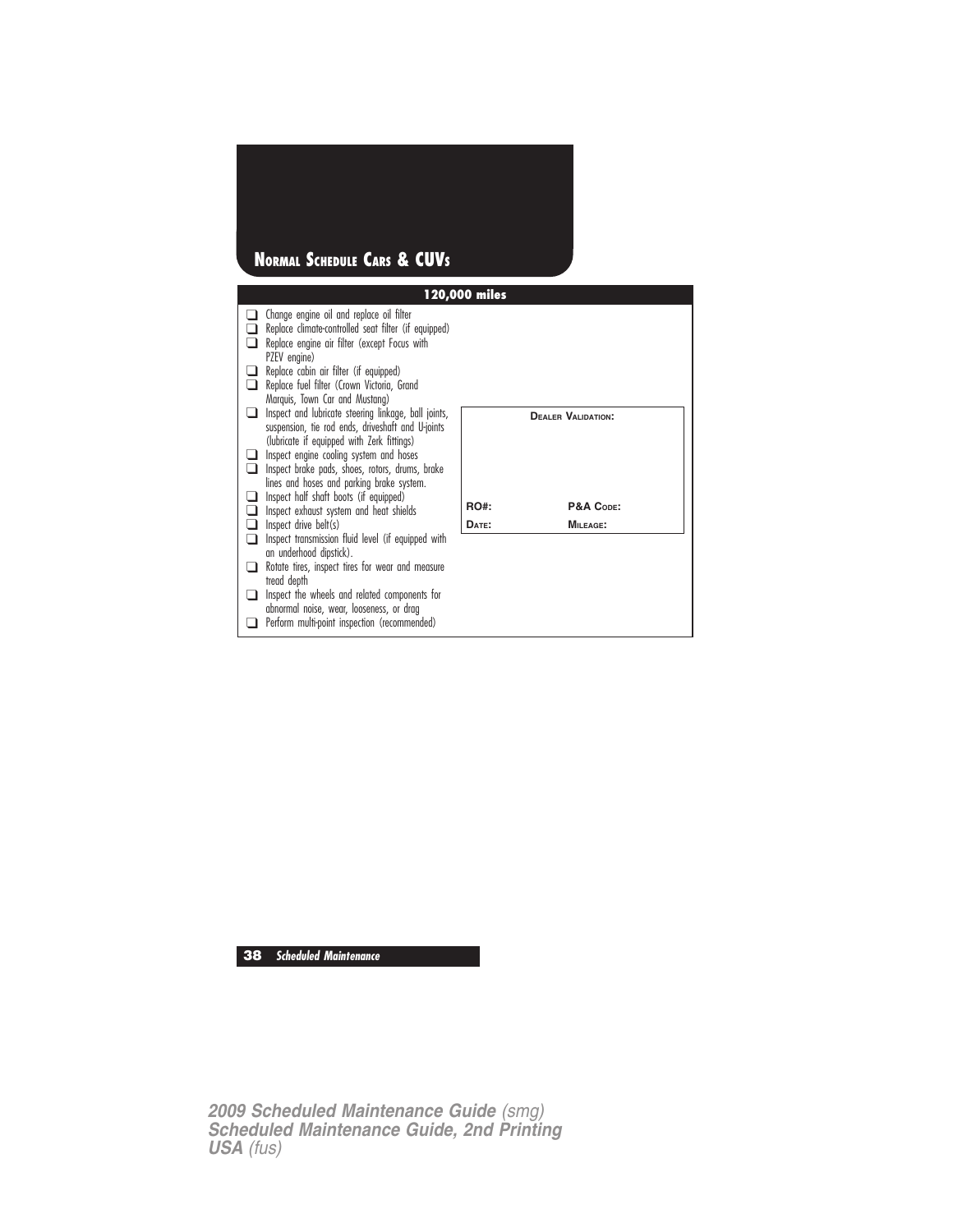## NORMAL SCHEDULE CARS & CUVS

### 120,000 miles

- ❑ Change engine oil and replace oil filter
- ❑ Replace climate-controlled seat filter (if equipped)
- ❑ Replace engine air filter (except Focus with PZEV engine)
- ❑ Replace cabin air filter (if equipped)
- ❑ Replace fuel filter (Crown Victoria, Grand Marquis, Town Car and Mustang)
- ❑ Inspect and lubricate steering linkage, ball joints, suspension, tie rod ends, driveshaft and U-joints (lubricate if equipped with Zerk fittings)
- ❑ Inspect engine cooling system and hoses
- ❑ Inspect brake pads, shoes, rotors, drums, brake lines and hoses and parking brake system.
- ❑ Inspect half shaft boots (if equipped)
- ❑ Inspect exhaust system and heat shields
- ❑ Inspect drive belt(s)
- ❑ Inspect transmission fluid level (if equipped with an underhood dipstick).
- ❑ Rotate tires, inspect tires for wear and measure tread depth
- ❑ Inspect the wheels and related components for abnormal noise, wear, looseness, or drag
- ❑ Perform multi-point inspection (recommended)

| DEALER VALIDATION: | |
|---|---|
| RO#: | P&A CODE: |
| DATE: | MILEAGE: |

2009 Scheduled Maintenance Guide (smg)
Scheduled Maintenance Guide, 2nd Printing
USA (fus)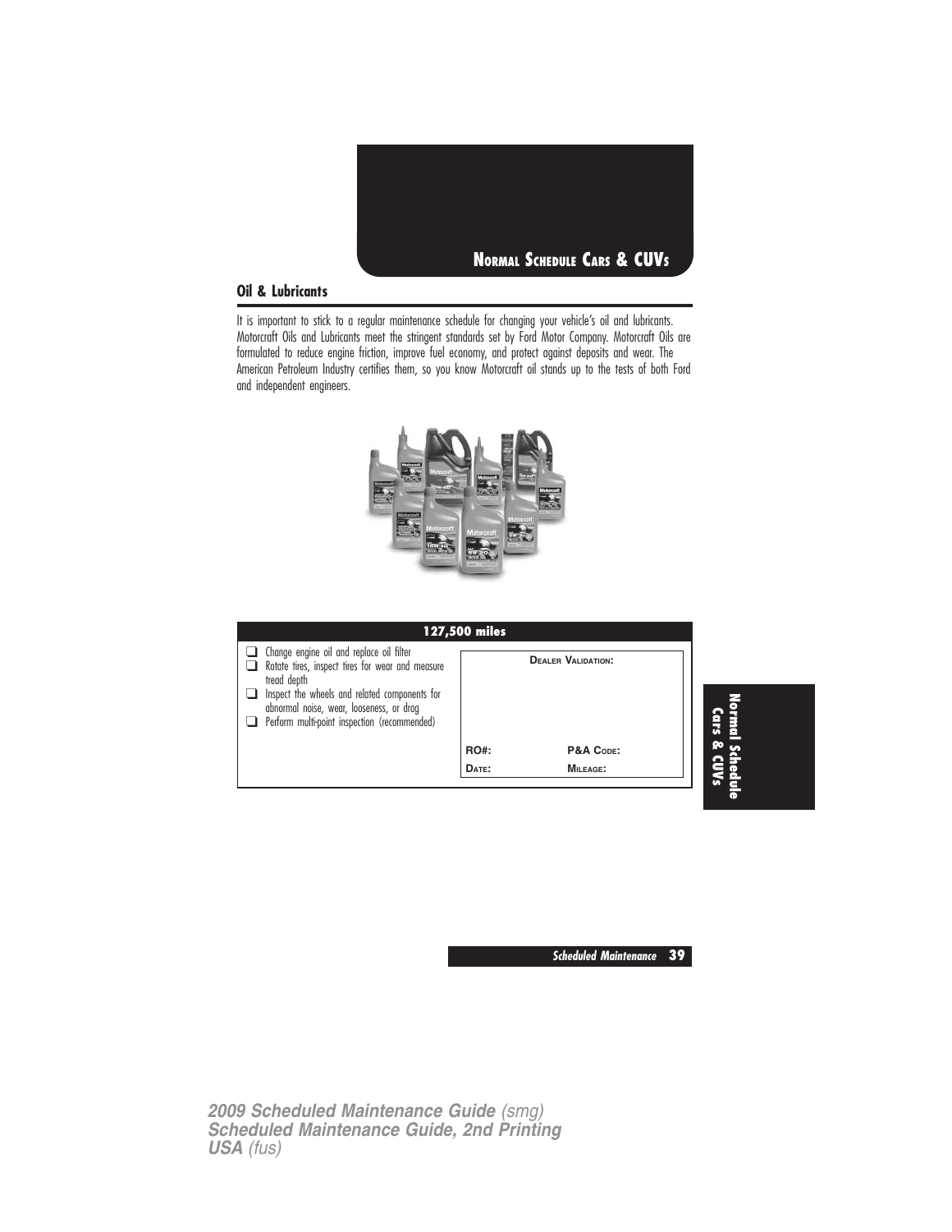## NORMAL SCHEDULE CARS & CUVS

### Oil & Lubricants

It is important to stick to a regular maintenance schedule for changing your vehicle's oil and lubricants. Motorcraft Oils and Lubricants meet the stringent standards set by Ford Motor Company. Motorcraft Oils are formulated to reduce engine friction, improve fuel economy, and protect against deposits and wear. The American Petroleum Industry certifies them, so you know Motorcraft oil stands up to the tests of both Ford and independent engineers.

| 127,500 miles | |
|---|---|
| ❑ Change engine oil and replace oil filter<br>❑ Rotate tires, inspect tires for wear and measure tread depth<br>❑ Inspect the wheels and related components for abnormal noise, wear, looseness, or drag<br>❑ Perform multi-point inspection (recommended) | DEALER VALIDATION:<br><br>RO#: P&A CODE:<br>DATE: MILEAGE: |

Normal Schedule Cars & CUVs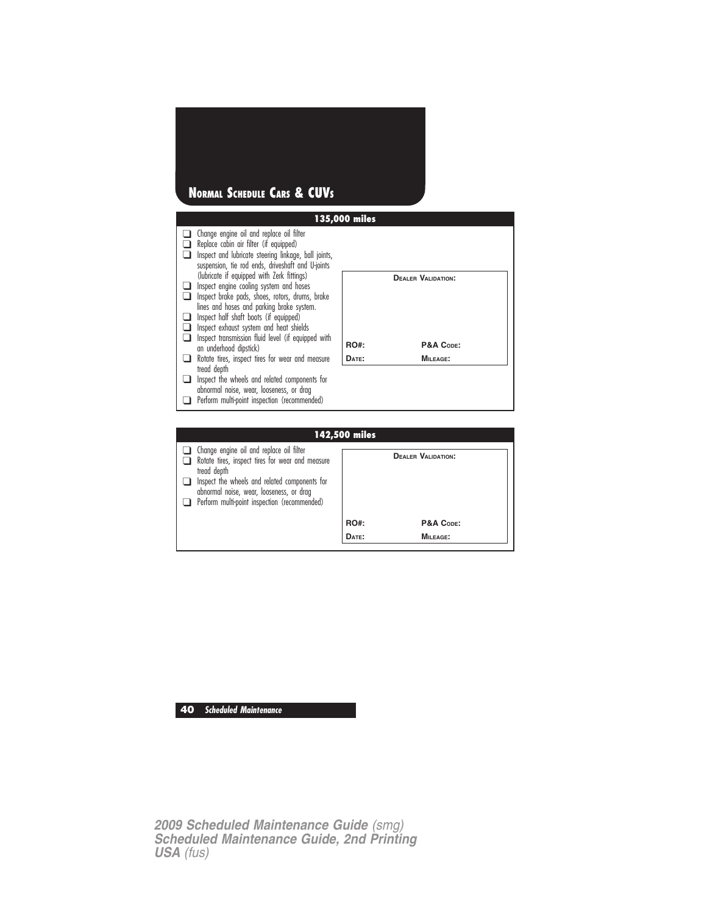# Normal Schedule Cars & CUVs

## 135,000 miles

- ❑ Change engine oil and replace oil filter
- ❑ Replace cabin air filter (if equipped)
- ❑ Inspect and lubricate steering linkage, ball joints, suspension, tie rod ends, driveshaft and U-joints (lubricate if equipped with Zerk fittings)
- ❑ Inspect engine cooling system and hoses
- ❑ Inspect brake pads, shoes, rotors, drums, brake lines and hoses and parking brake system.
- ❑ Inspect half shaft boots (if equipped)
- ❑ Inspect exhaust system and heat shields
- ❑ Inspect transmission fluid level (if equipped with an underhood dipstick)
- ❑ Rotate tires, inspect tires for wear and measure tread depth
- ❑ Inspect the wheels and related components for abnormal noise, wear, looseness, or drag
- ❑ Perform multi-point inspection (recommended)

**Dealer Validation:**

| | |
|---|---|
| **RO#:** | **P&A Code:** |
| **Date:** | **Mileage:** |

## 142,500 miles

- ❑ Change engine oil and replace oil filter
- ❑ Rotate tires, inspect tires for wear and measure tread depth
- ❑ Inspect the wheels and related components for abnormal noise, wear, looseness, or drag
- ❑ Perform multi-point inspection (recommended)

**Dealer Validation:**

| | |
|---|---|
| **RO#:** | **P&A Code:** |
| **Date:** | **Mileage:** |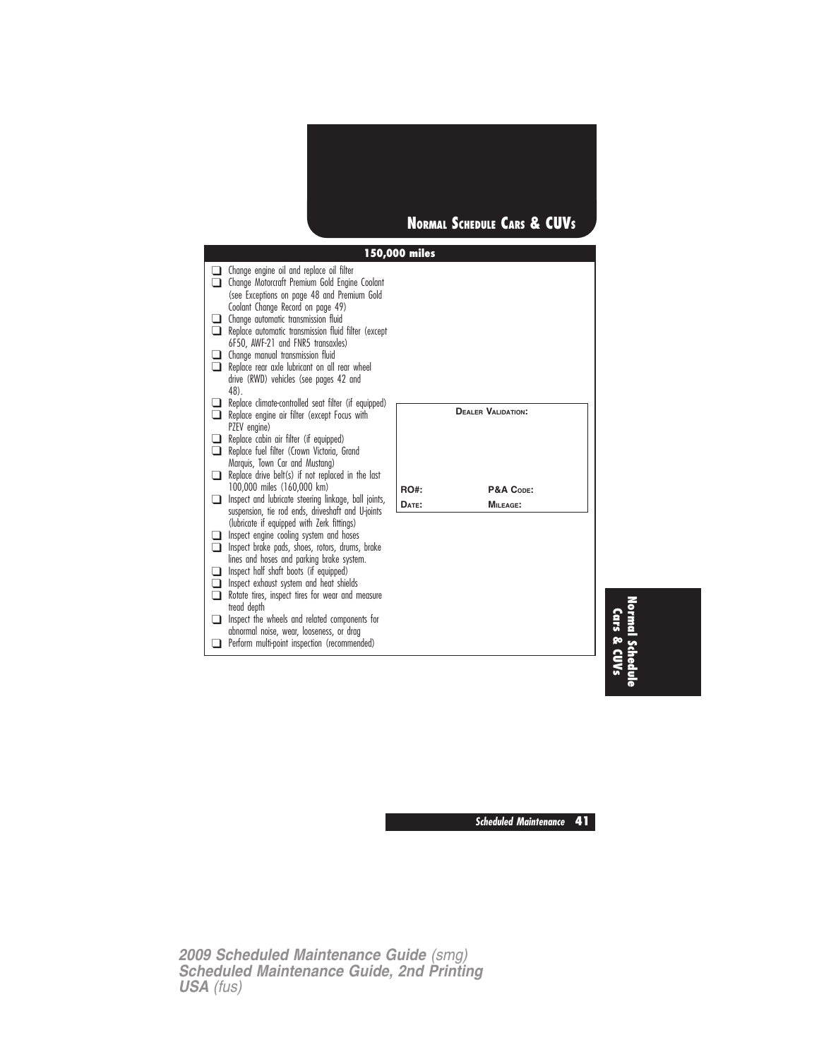# Normal Schedule Cars & CUVs

## 150,000 miles

- ❑ Change engine oil and replace oil filter
- ❑ Change Motorcraft Premium Gold Engine Coolant (see Exceptions on page 48 and Premium Gold Coolant Change Record on page 49)
- ❑ Change automatic transmission fluid
- ❑ Replace automatic transmission fluid filter (except 6F50, AWF-21 and FNR5 transaxles)
- ❑ Change manual transmission fluid
- ❑ Replace rear axle lubricant on all rear wheel drive (RWD) vehicles (see pages 42 and 48).
- ❑ Replace climate-controlled seat filter (if equipped)
- ❑ Replace engine air filter (except Focus with PZEV engine)
- ❑ Replace cabin air filter (if equipped)
- ❑ Replace fuel filter (Crown Victoria, Grand Marquis, Town Car and Mustang)
- ❑ Replace drive belt(s) if not replaced in the last 100,000 miles (160,000 km)
- ❑ Inspect and lubricate steering linkage, ball joints, suspension, tie rod ends, driveshaft and U-joints (lubricate if equipped with Zerk fittings)
- ❑ Inspect engine cooling system and hoses
- ❑ Inspect brake pads, shoes, rotors, drums, brake lines and hoses and parking brake system.
- ❑ Inspect half shaft boots (if equipped)
- ❑ Inspect exhaust system and heat shields
- ❑ Rotate tires, inspect tires for wear and measure tread depth
- ❑ Inspect the wheels and related components for abnormal noise, wear, looseness, or drag
- ❑ Perform multi-point inspection (recommended)

| Dealer Validation: | |
|---|---|
| RO#: | P&A Code: |
| Date: | Mileage: |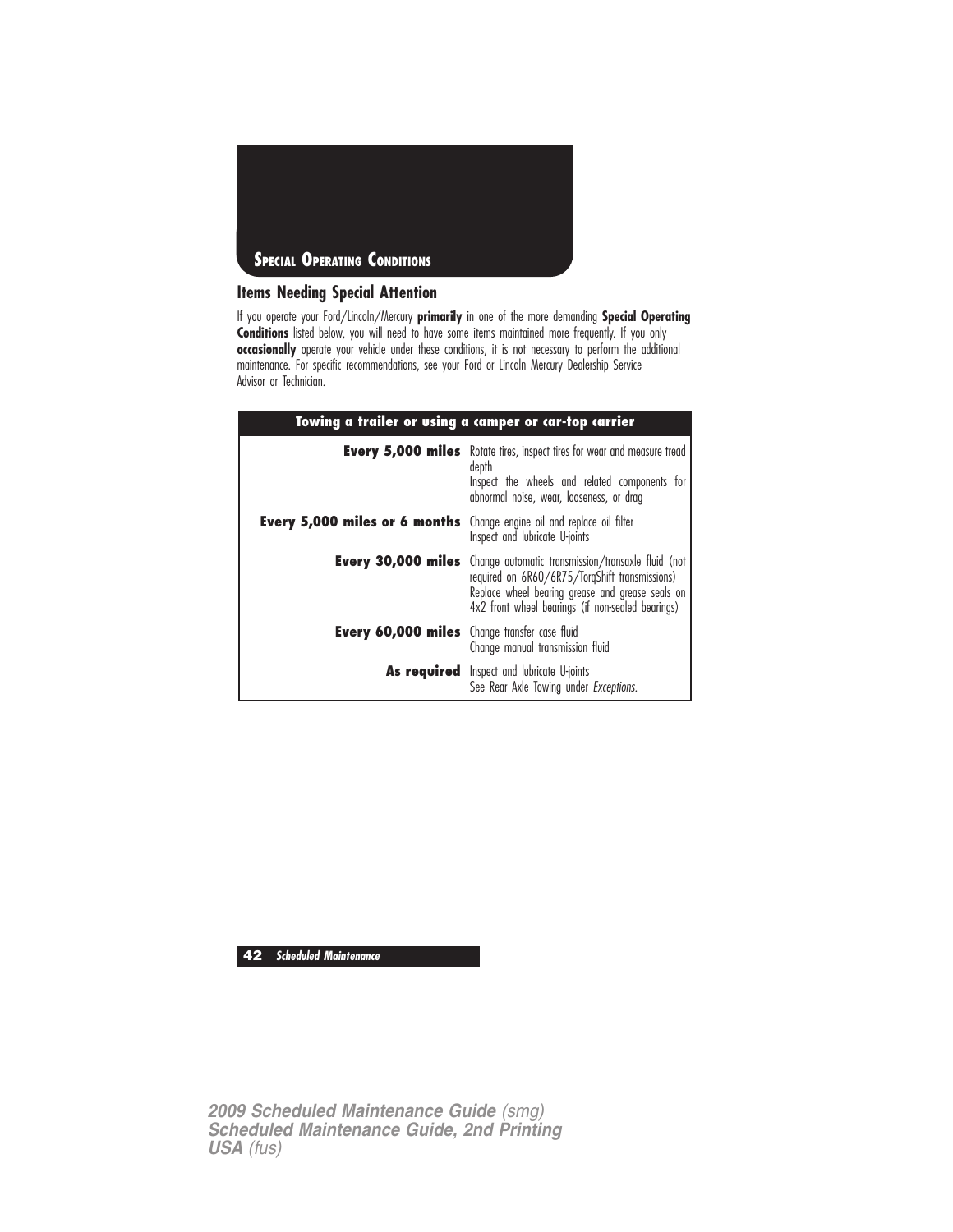# Special Operating Conditions

## Items Needing Special Attention

If you operate your Ford/Lincoln/Mercury **primarily** in one of the more demanding **Special Operating Conditions** listed below, you will need to have some items maintained more frequently. If you only **occasionally** operate your vehicle under these conditions, it is not necessary to perform the additional maintenance. For specific recommendations, see your Ford or Lincoln Mercury Dealership Service Advisor or Technician.

| Towing a trailer or using a camper or car-top carrier | |
|---|---|
| **Every 5,000 miles** | Rotate tires, inspect tires for wear and measure tread depth<br>Inspect the wheels and related components for abnormal noise, wear, looseness, or drag |
| **Every 5,000 miles or 6 months** | Change engine oil and replace oil filter<br>Inspect and lubricate U-joints |
| **Every 30,000 miles** | Change automatic transmission/transaxle fluid (not required on 6R60/6R75/TorqShift transmissions)<br>Replace wheel bearing grease and grease seals on 4x2 front wheel bearings (if non-sealed bearings) |
| **Every 60,000 miles** | Change transfer case fluid<br>Change manual transmission fluid |
| **As required** | Inspect and lubricate U-joints<br>See Rear Axle Towing under *Exceptions*. |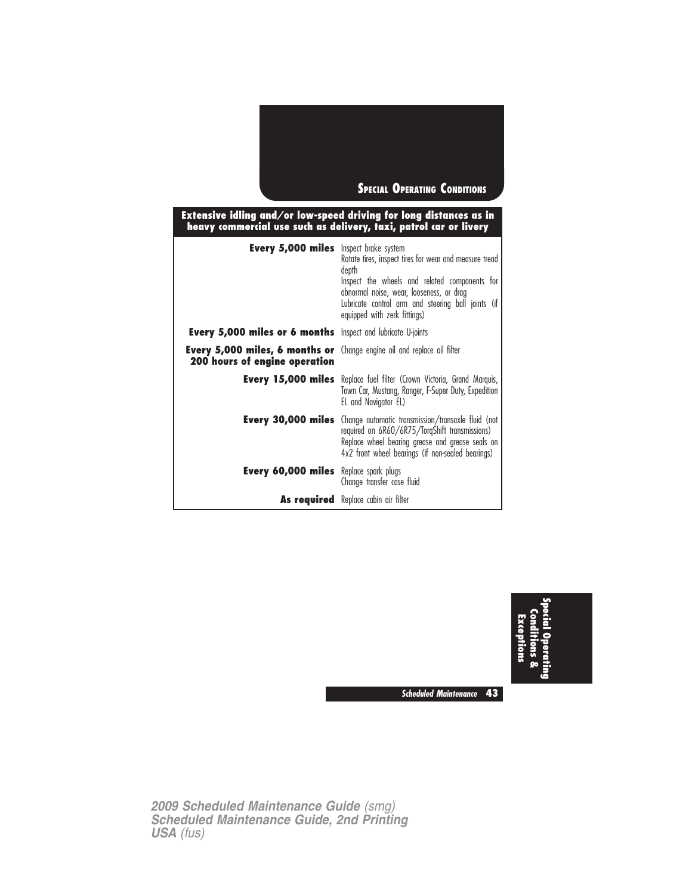## Special Operating Conditions

| Extensive idling and/or low-speed driving for long distances as in heavy commercial use such as delivery, taxi, patrol car or livery | |
|---|---|
| **Every 5,000 miles** | Inspect brake system<br>Rotate tires, inspect tires for wear and measure tread depth<br>Inspect the wheels and related components for abnormal noise, wear, looseness, or drag<br>Lubricate control arm and steering ball joints (if equipped with zerk fittings) |
| **Every 5,000 miles or 6 months** | Inspect and lubricate U-joints |
| **Every 5,000 miles, 6 months or 200 hours of engine operation** | Change engine oil and replace oil filter |
| **Every 15,000 miles** | Replace fuel filter (Crown Victoria, Grand Marquis, Town Car, Mustang, Ranger, F-Super Duty, Expedition EL and Navigator EL) |
| **Every 30,000 miles** | Change automatic transmission/transaxle fluid (not required on 6R60/6R75/TorqShift transmissions)<br>Replace wheel bearing grease and grease seals on 4x2 front wheel bearings (if non-sealed bearings) |
| **Every 60,000 miles** | Replace spark plugs<br>Change transfer case fluid |
| **As required** | Replace cabin air filter |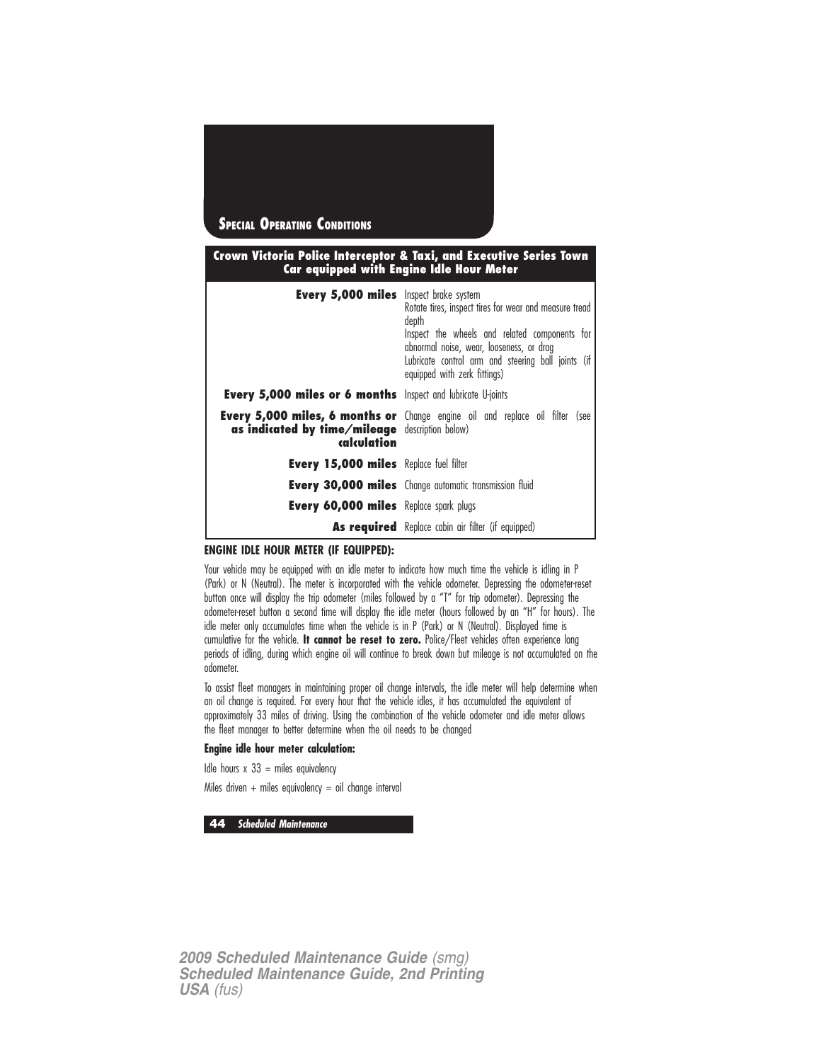## Special Operating Conditions

| Crown Victoria Police Interceptor & Taxi, and Executive Series Town Car equipped with Engine Idle Hour Meter | |
|---|---|
| **Every 5,000 miles** | Inspect brake system<br>Rotate tires, inspect tires for wear and measure tread depth<br>Inspect the wheels and related components for abnormal noise, wear, looseness, or drag<br>Lubricate control arm and steering ball joints (if equipped with zerk fittings) |
| **Every 5,000 miles or 6 months** | Inspect and lubricate U-joints |
| **Every 5,000 miles, 6 months or as indicated by time/mileage calculation** | Change engine oil and replace oil filter (see description below) |
| **Every 15,000 miles** | Replace fuel filter |
| **Every 30,000 miles** | Change automatic transmission fluid |
| **Every 60,000 miles** | Replace spark plugs |
| **As required** | Replace cabin air filter (if equipped) |

**ENGINE IDLE HOUR METER (IF EQUIPPED):**

Your vehicle may be equipped with an idle meter to indicate how much time the vehicle is idling in P (Park) or N (Neutral). The meter is incorporated with the vehicle odometer. Depressing the odometer-reset button once will display the trip odometer (miles followed by a "T" for trip odometer). Depressing the odometer-reset button a second time will display the idle meter (hours followed by an "H" for hours). The idle meter only accumulates time when the vehicle is in P (Park) or N (Neutral). Displayed time is cumulative for the vehicle. **It cannot be reset to zero.** Police/Fleet vehicles often experience long periods of idling, during which engine oil will continue to break down but mileage is not accumulated on the odometer.

To assist fleet managers in maintaining proper oil change intervals, the idle meter will help determine when an oil change is required. For every hour that the vehicle idles, it has accumulated the equivalent of approximately 33 miles of driving. Using the combination of the vehicle odometer and idle meter allows the fleet manager to better determine when the oil needs to be changed

**Engine idle hour meter calculation:**

Idle hours x 33 = miles equivalency

Miles driven + miles equivalency = oil change interval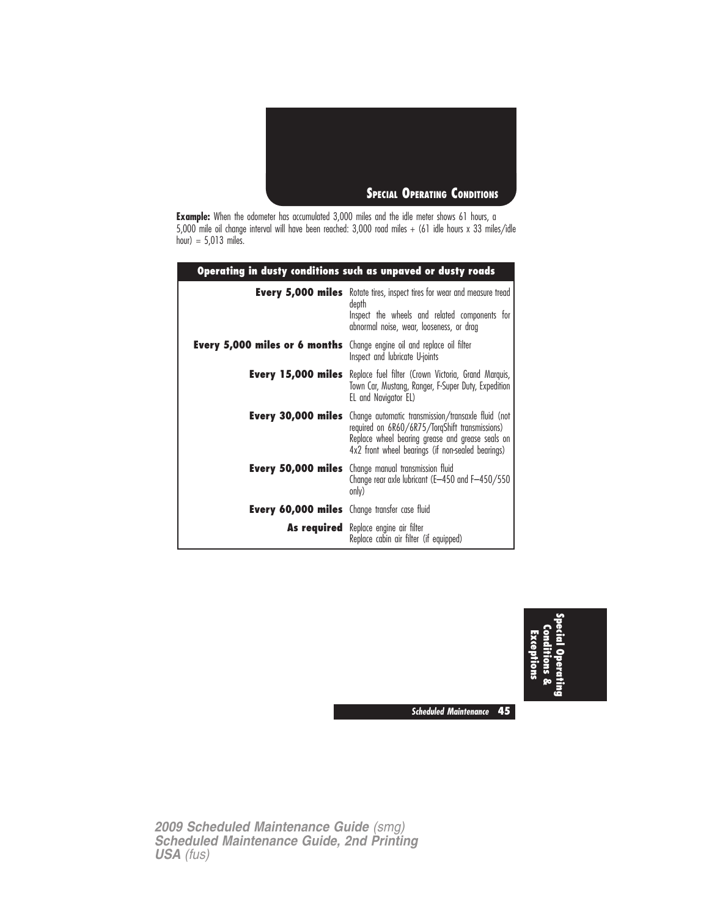## Special Operating Conditions

**Example:** When the odometer has accumulated 3,000 miles and the idle meter shows 61 hours, a 5,000 mile oil change interval will have been reached: 3,000 road miles + (61 idle hours x 33 miles/idle hour) = 5,013 miles.

| Operating in dusty conditions such as unpaved or dusty roads | |
|---|---|
| **Every 5,000 miles** | Rotate tires, inspect tires for wear and measure tread depth<br>Inspect the wheels and related components for abnormal noise, wear, looseness, or drag |
| **Every 5,000 miles or 6 months** | Change engine oil and replace oil filter<br>Inspect and lubricate U-joints |
| **Every 15,000 miles** | Replace fuel filter (Crown Victoria, Grand Marquis, Town Car, Mustang, Ranger, F-Super Duty, Expedition EL and Navigator EL) |
| **Every 30,000 miles** | Change automatic transmission/transaxle fluid (not required on 6R60/6R75/TorqShift transmissions)<br>Replace wheel bearing grease and grease seals on 4x2 front wheel bearings (if non-sealed bearings) |
| **Every 50,000 miles** | Change manual transmission fluid<br>Change rear axle lubricant (E–450 and F–450/550 only) |
| **Every 60,000 miles** | Change transfer case fluid |
| **As required** | Replace engine air filter<br>Replace cabin air filter (if equipped) |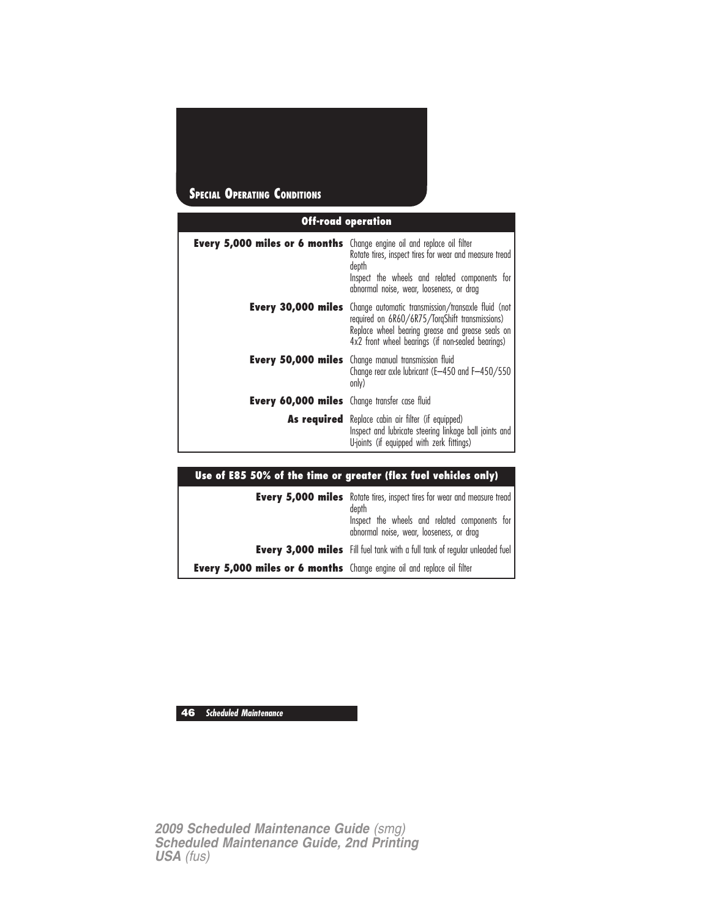## Special Operating Conditions

| Off-road operation | |
|---|---|
| **Every 5,000 miles or 6 months** | Change engine oil and replace oil filter<br>Rotate tires, inspect tires for wear and measure tread depth<br>Inspect the wheels and related components for abnormal noise, wear, looseness, or drag |
| **Every 30,000 miles** | Change automatic transmission/transaxle fluid (not required on 6R60/6R75/TorqShift transmissions)<br>Replace wheel bearing grease and grease seals on 4x2 front wheel bearings (if non-sealed bearings) |
| **Every 50,000 miles** | Change manual transmission fluid<br>Change rear axle lubricant (E–450 and F–450/550 only) |
| **Every 60,000 miles** | Change transfer case fluid |
| **As required** | Replace cabin air filter (if equipped)<br>Inspect and lubricate steering linkage ball joints and U-joints (if equipped with zerk fittings) |

| Use of E85 50% of the time or greater (flex fuel vehicles only) | |
|---|---|
| **Every 5,000 miles** | Rotate tires, inspect tires for wear and measure tread depth<br>Inspect the wheels and related components for abnormal noise, wear, looseness, or drag |
| **Every 3,000 miles** | Fill fuel tank with a full tank of regular unleaded fuel |
| **Every 5,000 miles or 6 months** | Change engine oil and replace oil filter |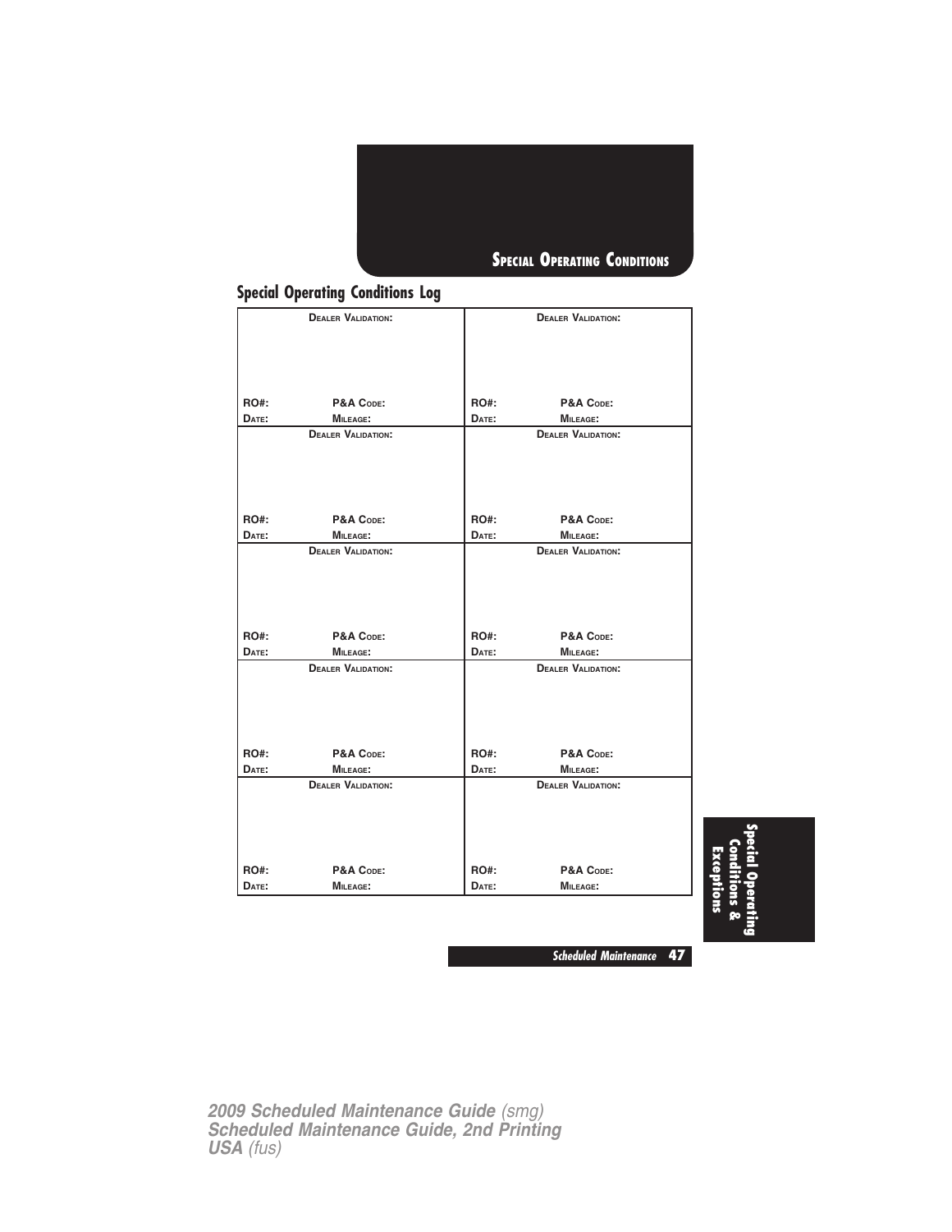## Special Operating Conditions Log

| Dealer Validation: | Dealer Validation: |
|---|---|
| RO#: P&A Code: | RO#: P&A Code: |
| Date: Mileage: | Date: Mileage: |
| Dealer Validation: | Dealer Validation: |
| RO#: P&A Code: | RO#: P&A Code: |
| Date: Mileage: | Date: Mileage: |
| Dealer Validation: | Dealer Validation: |
| RO#: P&A Code: | RO#: P&A Code: |
| Date: Mileage: | Date: Mileage: |
| Dealer Validation: | Dealer Validation: |
| RO#: P&A Code: | RO#: P&A Code: |
| Date: Mileage: | Date: Mileage: |
| Dealer Validation: | Dealer Validation: |
| RO#: P&A Code: | RO#: P&A Code: |
| Date: Mileage: | Date: Mileage: |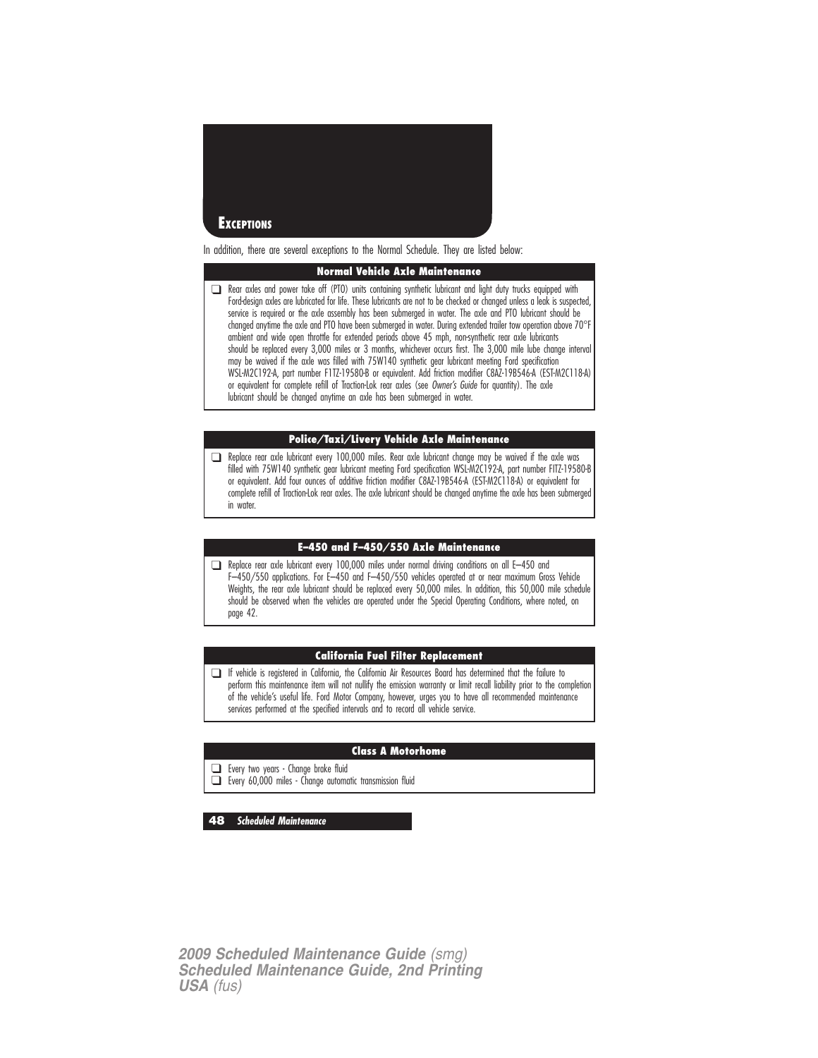## Exceptions

In addition, there are several exceptions to the Normal Schedule. They are listed below:

### Normal Vehicle Axle Maintenance

- ❑ Rear axles and power take off (PTO) units containing synthetic lubricant and light duty trucks equipped with Ford-design axles are lubricated for life. These lubricants are not to be checked or changed unless a leak is suspected, service is required or the axle assembly has been submerged in water. The axle and PTO lubricant should be changed anytime the axle and PTO have been submerged in water. During extended trailer tow operation above 70°F ambient and wide open throttle for extended periods above 45 mph, non-synthetic rear axle lubricants should be replaced every 3,000 miles or 3 months, whichever occurs first. The 3,000 mile lube change interval may be waived if the axle was filled with 75W140 synthetic gear lubricant meeting Ford specification WSL-M2C192-A, part number F1TZ-19580-B or equivalent. Add friction modifier C8AZ-19B546-A (EST-M2C118-A) or equivalent for complete refill of Traction-Lok rear axles (see *Owner's Guide* for quantity). The axle lubricant should be changed anytime an axle has been submerged in water.

### Police/Taxi/Livery Vehicle Axle Maintenance

- ❑ Replace rear axle lubricant every 100,000 miles. Rear axle lubricant change may be waived if the axle was filled with 75W140 synthetic gear lubricant meeting Ford specification WSL-M2C192-A, part number F1TZ-19580-B or equivalent. Add four ounces of additive friction modifier C8AZ-19B546-A (EST-M2C118-A) or equivalent for complete refill of Traction-Lok rear axles. The axle lubricant should be changed anytime the axle has been submerged in water.

### E–450 and F–450/550 Axle Maintenance

- ❑ Replace rear axle lubricant every 100,000 miles under normal driving conditions on all E–450 and F–450/550 applications. For E–450 and F–450/550 vehicles operated at or near maximum Gross Vehicle Weights, the rear axle lubricant should be replaced every 50,000 miles. In addition, this 50,000 mile schedule should be observed when the vehicles are operated under the Special Operating Conditions, where noted, on page 42.

### California Fuel Filter Replacement

- ❑ If vehicle is registered in California, the California Air Resources Board has determined that the failure to perform this maintenance item will not nullify the emission warranty or limit recall liability prior to the completion of the vehicle's useful life. Ford Motor Company, however, urges you to have all recommended maintenance services performed at the specified intervals and to record all vehicle service.

### Class A Motorhome

- ❑ Every two years - Change brake fluid
- ❑ Every 60,000 miles - Change automatic transmission fluid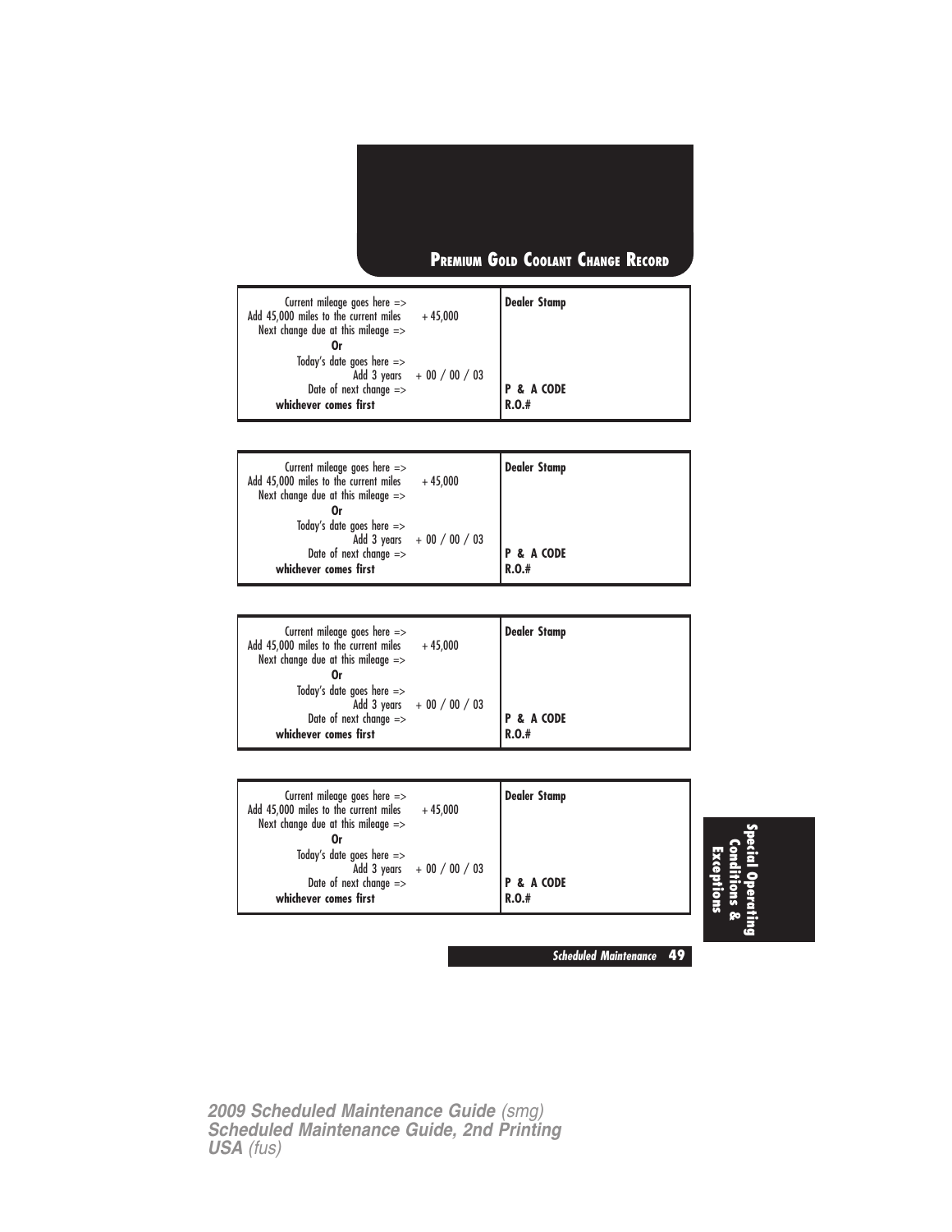## Premium Gold Coolant Change Record

| | | |
|---|---|---|
| Current mileage goes here => | | **Dealer Stamp** |
| Add 45,000 miles to the current miles | + 45,000 | |
| Next change due at this mileage => | | |
| **Or** | | |
| Today's date goes here => | | |
| Add 3 years | + 00 / 00 / 03 | |
| Date of next change => | | **P & A CODE** |
| **whichever comes first** | | **R.O.#** |

| | | |
|---|---|---|
| Current mileage goes here => | | **Dealer Stamp** |
| Add 45,000 miles to the current miles | + 45,000 | |
| Next change due at this mileage => | | |
| **Or** | | |
| Today's date goes here => | | |
| Add 3 years | + 00 / 00 / 03 | |
| Date of next change => | | **P & A CODE** |
| **whichever comes first** | | **R.O.#** |

| | | |
|---|---|---|
| Current mileage goes here => | | **Dealer Stamp** |
| Add 45,000 miles to the current miles | + 45,000 | |
| Next change due at this mileage => | | |
| **Or** | | |
| Today's date goes here => | | |
| Add 3 years | + 00 / 00 / 03 | |
| Date of next change => | | **P & A CODE** |
| **whichever comes first** | | **R.O.#** |

| | | |
|---|---|---|
| Current mileage goes here => | | **Dealer Stamp** |
| Add 45,000 miles to the current miles | + 45,000 | |
| Next change due at this mileage => | | |
| **Or** | | |
| Today's date goes here => | | |
| Add 3 years | + 00 / 00 / 03 | |
| Date of next change => | | **P & A CODE** |
| **whichever comes first** | | **R.O.#** |